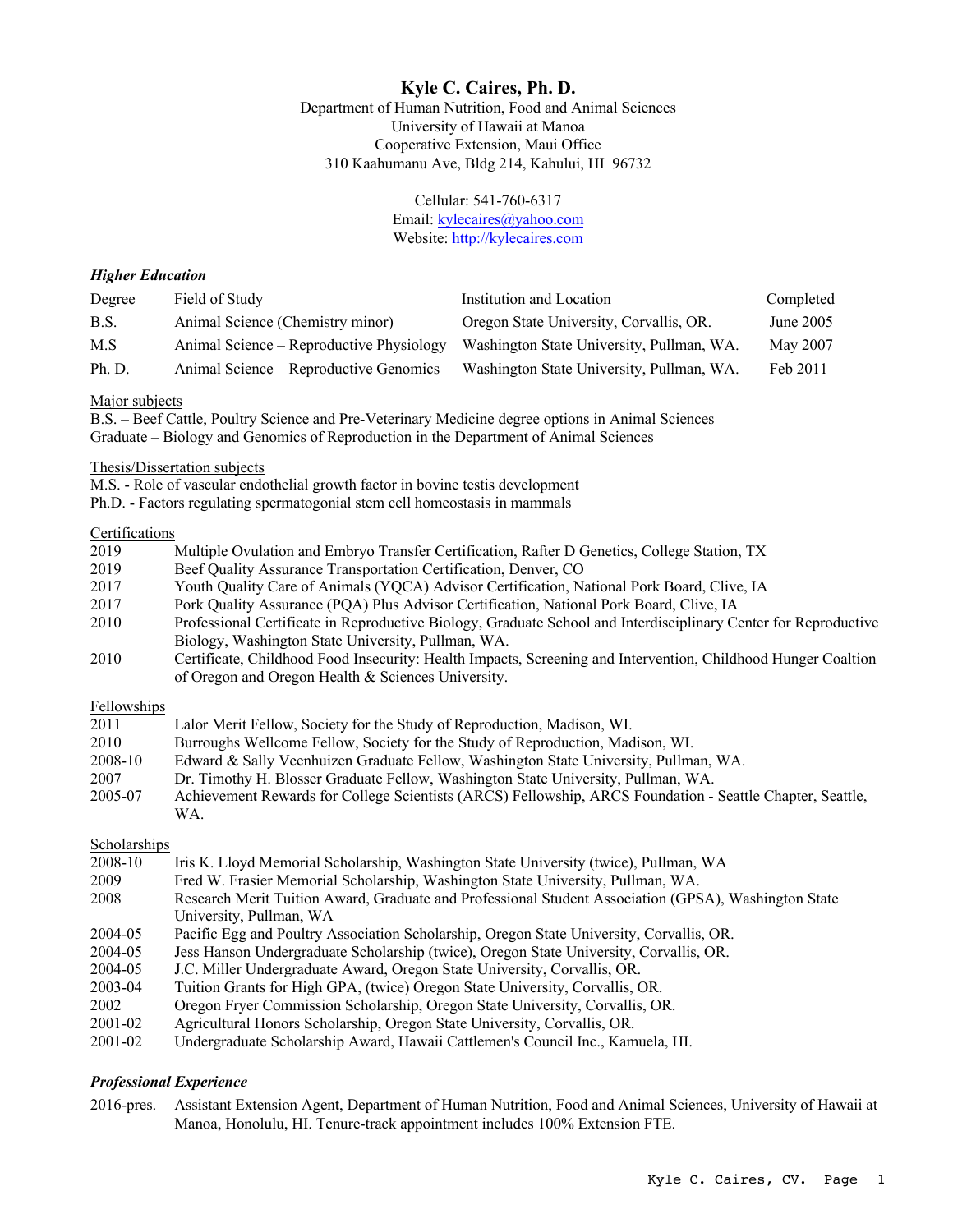# Kyle C. Caires, Ph. D.

Department of Human Nutrition, Food and Animal Sciences
University of Hawaii at Manoa
Cooperative Extension, Maui Office
310 Kaahumanu Ave, Bldg 214, Kahului, HI 96732

Cellular: 541-760-6317
Email: kylecaires@yahoo.com
Website: http://kylecaires.com

### *Higher Education*

| Degree | Field of Study | Institution and Location | Completed |
|---|---|---|---|
| B.S. | Animal Science (Chemistry minor) | Oregon State University, Corvallis, OR. | June 2005 |
| M.S | Animal Science – Reproductive Physiology | Washington State University, Pullman, WA. | May 2007 |
| Ph. D. | Animal Science – Reproductive Genomics | Washington State University, Pullman, WA. | Feb 2011 |

Major subjects

B.S. – Beef Cattle, Poultry Science and Pre-Veterinary Medicine degree options in Animal Sciences
Graduate – Biology and Genomics of Reproduction in the Department of Animal Sciences

Thesis/Dissertation subjects

M.S. - Role of vascular endothelial growth factor in bovine testis development
Ph.D. - Factors regulating spermatogonial stem cell homeostasis in mammals

Certifications

- 2019 Multiple Ovulation and Embryo Transfer Certification, Rafter D Genetics, College Station, TX
- 2019 Beef Quality Assurance Transportation Certification, Denver, CO
- 2017 Youth Quality Care of Animals (YQCA) Advisor Certification, National Pork Board, Clive, IA
- 2017 Pork Quality Assurance (PQA) Plus Advisor Certification, National Pork Board, Clive, IA
- 2010 Professional Certificate in Reproductive Biology, Graduate School and Interdisciplinary Center for Reproductive Biology, Washington State University, Pullman, WA.
- 2010 Certificate, Childhood Food Insecurity: Health Impacts, Screening and Intervention, Childhood Hunger Coaltion of Oregon and Oregon Health & Sciences University.

Fellowships

- 2011 Lalor Merit Fellow, Society for the Study of Reproduction, Madison, WI.
- 2010 Burroughs Wellcome Fellow, Society for the Study of Reproduction, Madison, WI.
- 2008-10 Edward & Sally Veenhuizen Graduate Fellow, Washington State University, Pullman, WA.
- 2007 Dr. Timothy H. Blosser Graduate Fellow, Washington State University, Pullman, WA.
- 2005-07 Achievement Rewards for College Scientists (ARCS) Fellowship, ARCS Foundation - Seattle Chapter, Seattle, WA.

Scholarships

- 2008-10 Iris K. Lloyd Memorial Scholarship, Washington State University (twice), Pullman, WA
- 2009 Fred W. Frasier Memorial Scholarship, Washington State University, Pullman, WA.
- 2008 Research Merit Tuition Award, Graduate and Professional Student Association (GPSA), Washington State University, Pullman, WA
- 2004-05 Pacific Egg and Poultry Association Scholarship, Oregon State University, Corvallis, OR.
- 2004-05 Jess Hanson Undergraduate Scholarship (twice), Oregon State University, Corvallis, OR.
- 2004-05 J.C. Miller Undergraduate Award, Oregon State University, Corvallis, OR.
- 2003-04 Tuition Grants for High GPA, (twice) Oregon State University, Corvallis, OR.
- 2002 Oregon Fryer Commission Scholarship, Oregon State University, Corvallis, OR.
- 2001-02 Agricultural Honors Scholarship, Oregon State University, Corvallis, OR.
- 2001-02 Undergraduate Scholarship Award, Hawaii Cattlemen's Council Inc., Kamuela, HI.

### *Professional Experience*

- 2016-pres. Assistant Extension Agent, Department of Human Nutrition, Food and Animal Sciences, University of Hawaii at Manoa, Honolulu, HI. Tenure-track appointment includes 100% Extension FTE.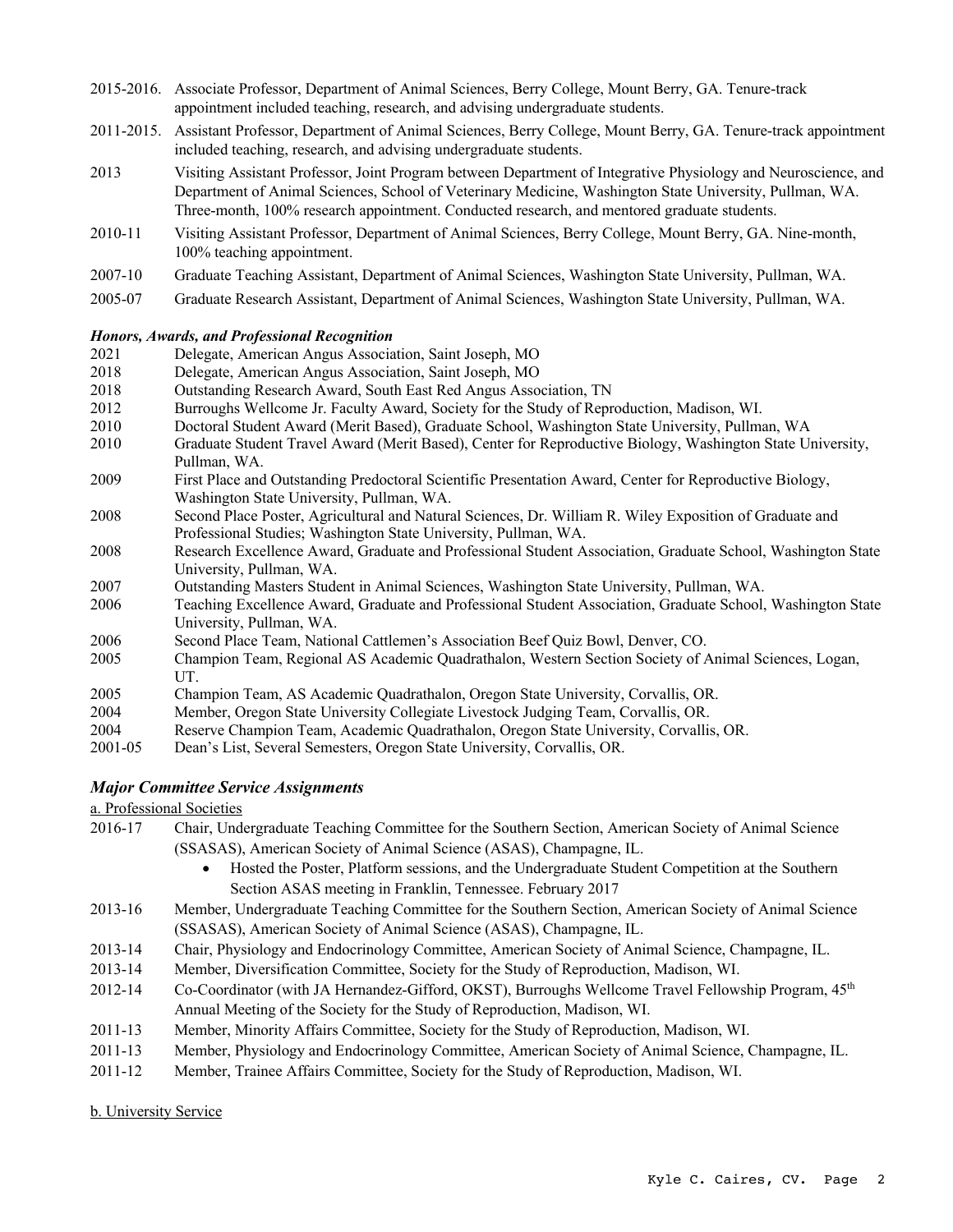2015-2016. Associate Professor, Department of Animal Sciences, Berry College, Mount Berry, GA. Tenure-track appointment included teaching, research, and advising undergraduate students.

2011-2015. Assistant Professor, Department of Animal Sciences, Berry College, Mount Berry, GA. Tenure-track appointment included teaching, research, and advising undergraduate students.

2013 Visiting Assistant Professor, Joint Program between Department of Integrative Physiology and Neuroscience, and Department of Animal Sciences, School of Veterinary Medicine, Washington State University, Pullman, WA. Three-month, 100% research appointment. Conducted research, and mentored graduate students.

2010-11 Visiting Assistant Professor, Department of Animal Sciences, Berry College, Mount Berry, GA. Nine-month, 100% teaching appointment.

2007-10 Graduate Teaching Assistant, Department of Animal Sciences, Washington State University, Pullman, WA.

2005-07 Graduate Research Assistant, Department of Animal Sciences, Washington State University, Pullman, WA.

### *Honors, Awards, and Professional Recognition*

2021 Delegate, American Angus Association, Saint Joseph, MO

2018 Delegate, American Angus Association, Saint Joseph, MO

2018 Outstanding Research Award, South East Red Angus Association, TN

2012 Burroughs Wellcome Jr. Faculty Award, Society for the Study of Reproduction, Madison, WI.

2010 Doctoral Student Award (Merit Based), Graduate School, Washington State University, Pullman, WA

2010 Graduate Student Travel Award (Merit Based), Center for Reproductive Biology, Washington State University, Pullman, WA.

2009 First Place and Outstanding Predoctoral Scientific Presentation Award, Center for Reproductive Biology, Washington State University, Pullman, WA.

2008 Second Place Poster, Agricultural and Natural Sciences, Dr. William R. Wiley Exposition of Graduate and Professional Studies; Washington State University, Pullman, WA.

2008 Research Excellence Award, Graduate and Professional Student Association, Graduate School, Washington State University, Pullman, WA.

2007 Outstanding Masters Student in Animal Sciences, Washington State University, Pullman, WA.

2006 Teaching Excellence Award, Graduate and Professional Student Association, Graduate School, Washington State University, Pullman, WA.

2006 Second Place Team, National Cattlemen's Association Beef Quiz Bowl, Denver, CO.

2005 Champion Team, Regional AS Academic Quadrathalon, Western Section Society of Animal Sciences, Logan, UT.

2005 Champion Team, AS Academic Quadrathalon, Oregon State University, Corvallis, OR.

2004 Member, Oregon State University Collegiate Livestock Judging Team, Corvallis, OR.

2004 Reserve Champion Team, Academic Quadrathalon, Oregon State University, Corvallis, OR.

2001-05 Dean's List, Several Semesters, Oregon State University, Corvallis, OR.

## *Major Committee Service Assignments*

a. Professional Societies

2016-17 Chair, Undergraduate Teaching Committee for the Southern Section, American Society of Animal Science (SSASAS), American Society of Animal Science (ASAS), Champagne, IL.

- Hosted the Poster, Platform sessions, and the Undergraduate Student Competition at the Southern Section ASAS meeting in Franklin, Tennessee. February 2017

2013-16 Member, Undergraduate Teaching Committee for the Southern Section, American Society of Animal Science (SSASAS), American Society of Animal Science (ASAS), Champagne, IL.

2013-14 Chair, Physiology and Endocrinology Committee, American Society of Animal Science, Champagne, IL.

2013-14 Member, Diversification Committee, Society for the Study of Reproduction, Madison, WI.

2012-14 Co-Coordinator (with JA Hernandez-Gifford, OKST), Burroughs Wellcome Travel Fellowship Program, 45th Annual Meeting of the Society for the Study of Reproduction, Madison, WI.

2011-13 Member, Minority Affairs Committee, Society for the Study of Reproduction, Madison, WI.

2011-13 Member, Physiology and Endocrinology Committee, American Society of Animal Science, Champagne, IL.

2011-12 Member, Trainee Affairs Committee, Society for the Study of Reproduction, Madison, WI.

b. University Service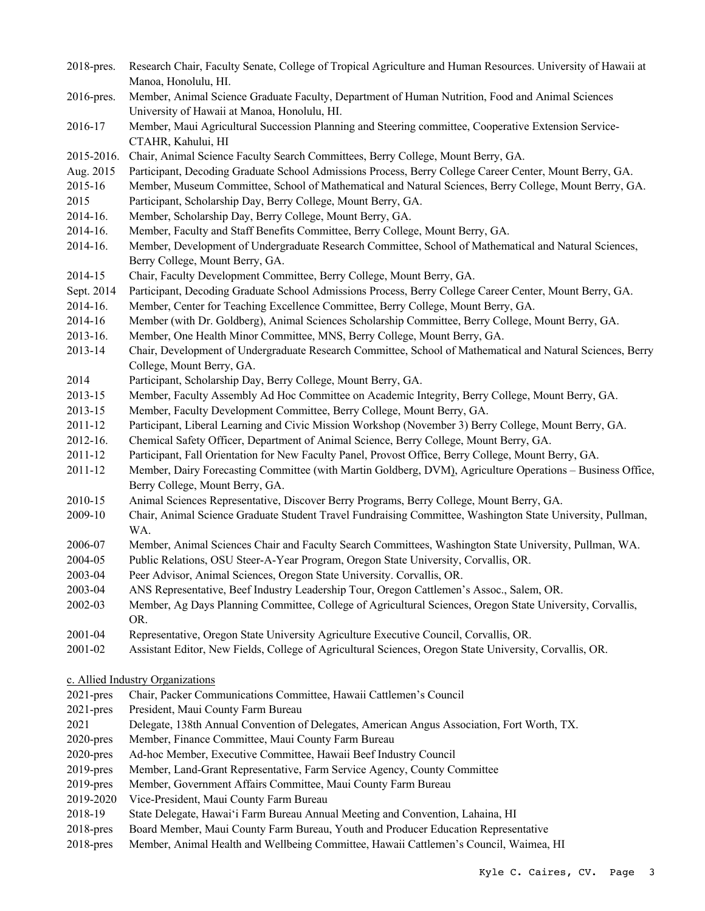2018-pres. Research Chair, Faculty Senate, College of Tropical Agriculture and Human Resources. University of Hawaii at Manoa, Honolulu, HI.

2016-pres. Member, Animal Science Graduate Faculty, Department of Human Nutrition, Food and Animal Sciences University of Hawaii at Manoa, Honolulu, HI.

2016-17 Member, Maui Agricultural Succession Planning and Steering committee, Cooperative Extension Service-CTAHR, Kahului, HI

2015-2016. Chair, Animal Science Faculty Search Committees, Berry College, Mount Berry, GA.

Aug. 2015 Participant, Decoding Graduate School Admissions Process, Berry College Career Center, Mount Berry, GA.

2015-16 Member, Museum Committee, School of Mathematical and Natural Sciences, Berry College, Mount Berry, GA.

2015 Participant, Scholarship Day, Berry College, Mount Berry, GA.

2014-16. Member, Scholarship Day, Berry College, Mount Berry, GA.

2014-16. Member, Faculty and Staff Benefits Committee, Berry College, Mount Berry, GA.

2014-16. Member, Development of Undergraduate Research Committee, School of Mathematical and Natural Sciences, Berry College, Mount Berry, GA.

2014-15 Chair, Faculty Development Committee, Berry College, Mount Berry, GA.

Sept. 2014 Participant, Decoding Graduate School Admissions Process, Berry College Career Center, Mount Berry, GA.

2014-16. Member, Center for Teaching Excellence Committee, Berry College, Mount Berry, GA.

2014-16 Member (with Dr. Goldberg), Animal Sciences Scholarship Committee, Berry College, Mount Berry, GA.

2013-16. Member, One Health Minor Committee, MNS, Berry College, Mount Berry, GA.

2013-14 Chair, Development of Undergraduate Research Committee, School of Mathematical and Natural Sciences, Berry College, Mount Berry, GA.

2014 Participant, Scholarship Day, Berry College, Mount Berry, GA.

2013-15 Member, Faculty Assembly Ad Hoc Committee on Academic Integrity, Berry College, Mount Berry, GA.

2013-15 Member, Faculty Development Committee, Berry College, Mount Berry, GA.

2011-12 Participant, Liberal Learning and Civic Mission Workshop (November 3) Berry College, Mount Berry, GA.

2012-16. Chemical Safety Officer, Department of Animal Science, Berry College, Mount Berry, GA.

2011-12 Participant, Fall Orientation for New Faculty Panel, Provost Office, Berry College, Mount Berry, GA.

2011-12 Member, Dairy Forecasting Committee (with Martin Goldberg, DVM), Agriculture Operations – Business Office, Berry College, Mount Berry, GA.

2010-15 Animal Sciences Representative, Discover Berry Programs, Berry College, Mount Berry, GA.

2009-10 Chair, Animal Science Graduate Student Travel Fundraising Committee, Washington State University, Pullman, WA.

2006-07 Member, Animal Sciences Chair and Faculty Search Committees, Washington State University, Pullman, WA.

2004-05 Public Relations, OSU Steer-A-Year Program, Oregon State University, Corvallis, OR.

2003-04 Peer Advisor, Animal Sciences, Oregon State University. Corvallis, OR.

2003-04 ANS Representative, Beef Industry Leadership Tour, Oregon Cattlemen's Assoc., Salem, OR.

2002-03 Member, Ag Days Planning Committee, College of Agricultural Sciences, Oregon State University, Corvallis, OR.

2001-04 Representative, Oregon State University Agriculture Executive Council, Corvallis, OR.

2001-02 Assistant Editor, New Fields, College of Agricultural Sciences, Oregon State University, Corvallis, OR.

c. Allied Industry Organizations

2021-pres Chair, Packer Communications Committee, Hawaii Cattlemen's Council

2021-pres President, Maui County Farm Bureau

2021 Delegate, 138th Annual Convention of Delegates, American Angus Association, Fort Worth, TX.

2020-pres Member, Finance Committee, Maui County Farm Bureau

2020-pres Ad-hoc Member, Executive Committee, Hawaii Beef Industry Council

2019-pres Member, Land-Grant Representative, Farm Service Agency, County Committee

2019-pres Member, Government Affairs Committee, Maui County Farm Bureau

2019-2020 Vice-President, Maui County Farm Bureau

2018-19 State Delegate, Hawai'i Farm Bureau Annual Meeting and Convention, Lahaina, HI

2018-pres Board Member, Maui County Farm Bureau, Youth and Producer Education Representative

2018-pres Member, Animal Health and Wellbeing Committee, Hawaii Cattlemen's Council, Waimea, HI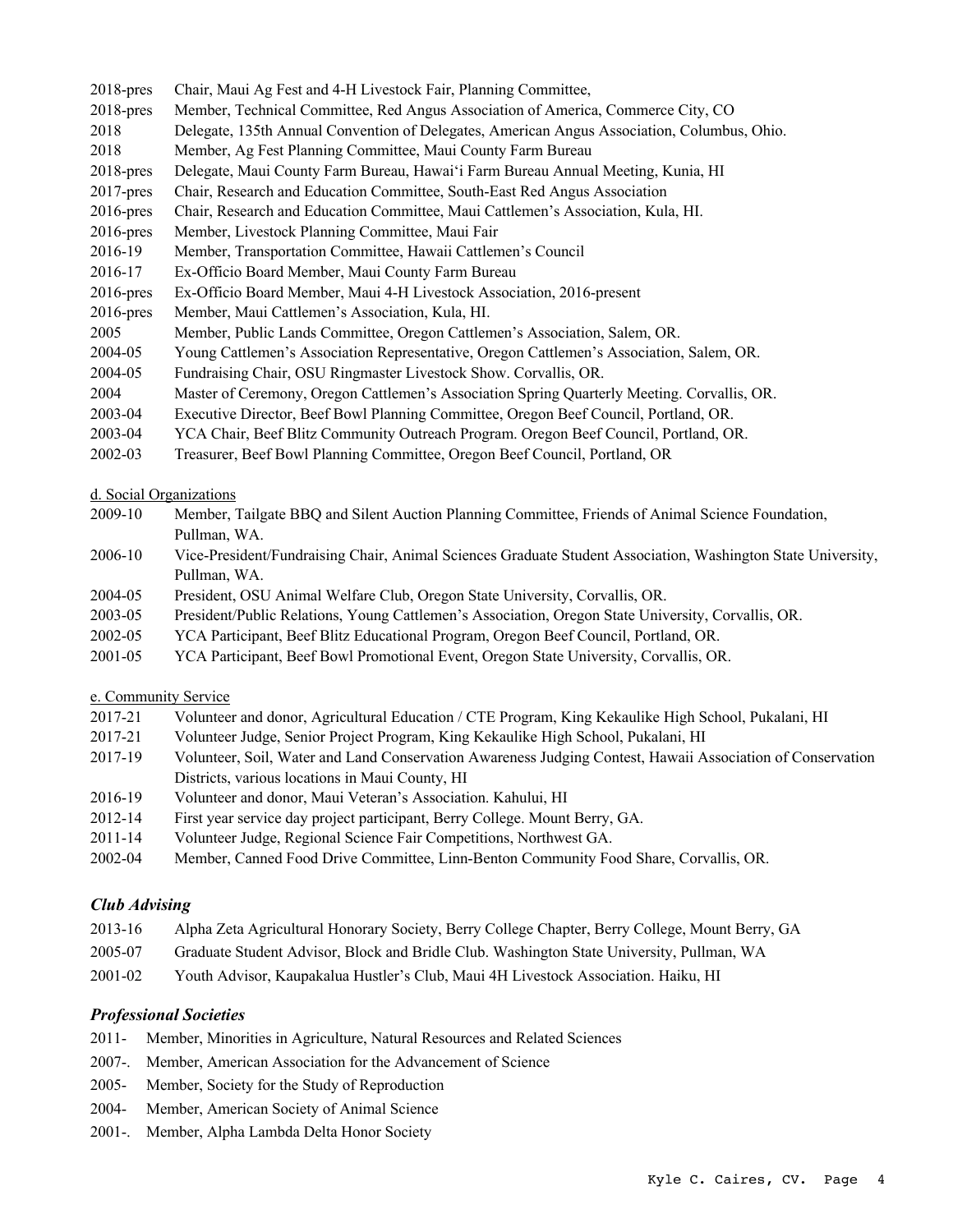2018-pres Chair, Maui Ag Fest and 4-H Livestock Fair, Planning Committee,
2018-pres Member, Technical Committee, Red Angus Association of America, Commerce City, CO
2018 Delegate, 135th Annual Convention of Delegates, American Angus Association, Columbus, Ohio.
2018 Member, Ag Fest Planning Committee, Maui County Farm Bureau
2018-pres Delegate, Maui County Farm Bureau, Hawai'i Farm Bureau Annual Meeting, Kunia, HI
2017-pres Chair, Research and Education Committee, South-East Red Angus Association
2016-pres Chair, Research and Education Committee, Maui Cattlemen's Association, Kula, HI.
2016-pres Member, Livestock Planning Committee, Maui Fair
2016-19 Member, Transportation Committee, Hawaii Cattlemen's Council
2016-17 Ex-Officio Board Member, Maui County Farm Bureau
2016-pres Ex-Officio Board Member, Maui 4-H Livestock Association, 2016-present
2016-pres Member, Maui Cattlemen's Association, Kula, HI.
2005 Member, Public Lands Committee, Oregon Cattlemen's Association, Salem, OR.
2004-05 Young Cattlemen's Association Representative, Oregon Cattlemen's Association, Salem, OR.
2004-05 Fundraising Chair, OSU Ringmaster Livestock Show. Corvallis, OR.
2004 Master of Ceremony, Oregon Cattlemen's Association Spring Quarterly Meeting. Corvallis, OR.
2003-04 Executive Director, Beef Bowl Planning Committee, Oregon Beef Council, Portland, OR.
2003-04 YCA Chair, Beef Blitz Community Outreach Program. Oregon Beef Council, Portland, OR.
2002-03 Treasurer, Beef Bowl Planning Committee, Oregon Beef Council, Portland, OR

d. Social Organizations

2009-10 Member, Tailgate BBQ and Silent Auction Planning Committee, Friends of Animal Science Foundation, Pullman, WA.
2006-10 Vice-President/Fundraising Chair, Animal Sciences Graduate Student Association, Washington State University, Pullman, WA.
2004-05 President, OSU Animal Welfare Club, Oregon State University, Corvallis, OR.
2003-05 President/Public Relations, Young Cattlemen's Association, Oregon State University, Corvallis, OR.
2002-05 YCA Participant, Beef Blitz Educational Program, Oregon Beef Council, Portland, OR.
2001-05 YCA Participant, Beef Bowl Promotional Event, Oregon State University, Corvallis, OR.

e. Community Service

2017-21 Volunteer and donor, Agricultural Education / CTE Program, King Kekaulike High School, Pukalani, HI
2017-21 Volunteer Judge, Senior Project Program, King Kekaulike High School, Pukalani, HI
2017-19 Volunteer, Soil, Water and Land Conservation Awareness Judging Contest, Hawaii Association of Conservation Districts, various locations in Maui County, HI
2016-19 Volunteer and donor, Maui Veteran's Association. Kahului, HI
2012-14 First year service day project participant, Berry College. Mount Berry, GA.
2011-14 Volunteer Judge, Regional Science Fair Competitions, Northwest GA.
2002-04 Member, Canned Food Drive Committee, Linn-Benton Community Food Share, Corvallis, OR.

### *Club Advising*

2013-16 Alpha Zeta Agricultural Honorary Society, Berry College Chapter, Berry College, Mount Berry, GA
2005-07 Graduate Student Advisor, Block and Bridle Club. Washington State University, Pullman, WA
2001-02 Youth Advisor, Kaupakalua Hustler's Club, Maui 4H Livestock Association. Haiku, HI

### *Professional Societies*

2011- Member, Minorities in Agriculture, Natural Resources and Related Sciences
2007-. Member, American Association for the Advancement of Science
2005- Member, Society for the Study of Reproduction
2004- Member, American Society of Animal Science
2001-. Member, Alpha Lambda Delta Honor Society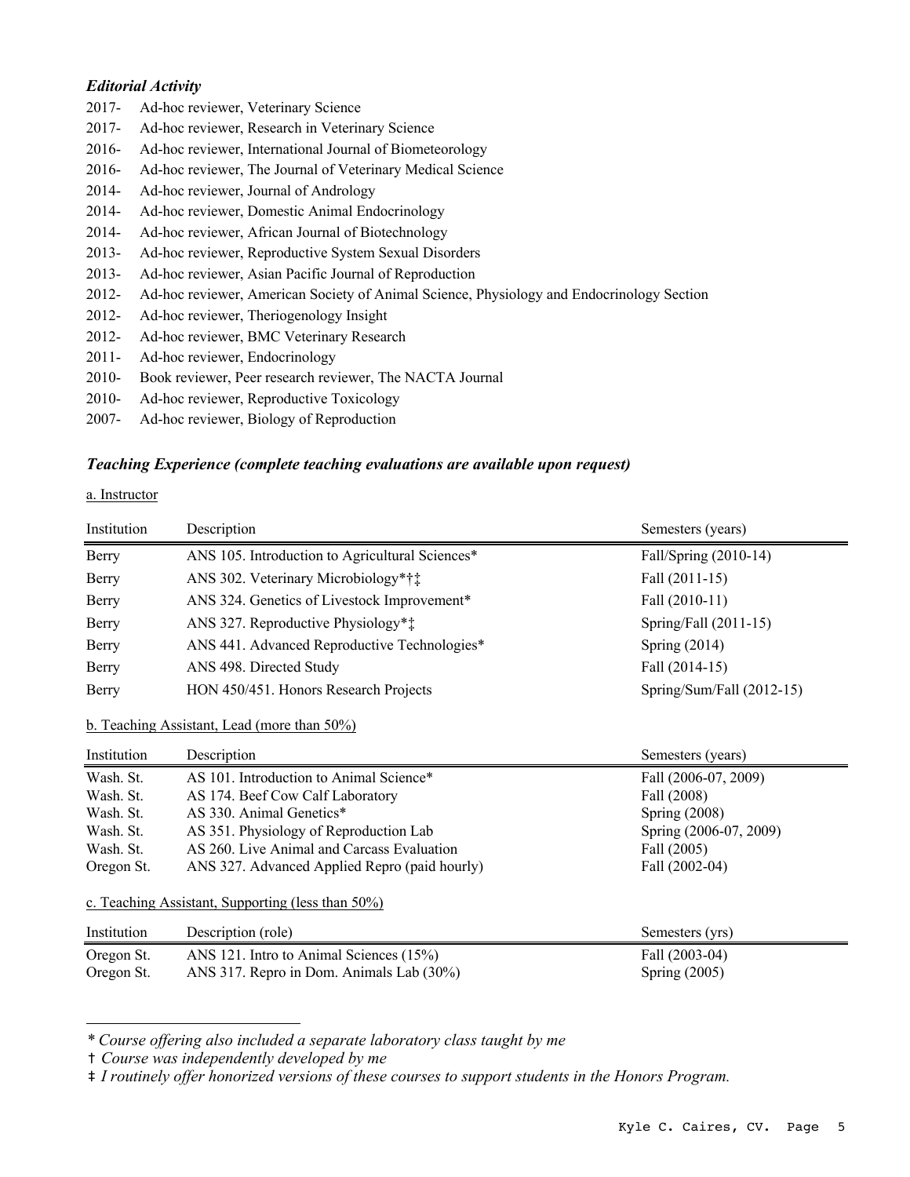### *Editorial Activity*

2017- Ad-hoc reviewer, Veterinary Science
2017- Ad-hoc reviewer, Research in Veterinary Science
2016- Ad-hoc reviewer, International Journal of Biometeorology
2016- Ad-hoc reviewer, The Journal of Veterinary Medical Science
2014- Ad-hoc reviewer, Journal of Andrology
2014- Ad-hoc reviewer, Domestic Animal Endocrinology
2014- Ad-hoc reviewer, African Journal of Biotechnology
2013- Ad-hoc reviewer, Reproductive System Sexual Disorders
2013- Ad-hoc reviewer, Asian Pacific Journal of Reproduction
2012- Ad-hoc reviewer, American Society of Animal Science, Physiology and Endocrinology Section
2012- Ad-hoc reviewer, Theriogenology Insight
2012- Ad-hoc reviewer, BMC Veterinary Research
2011- Ad-hoc reviewer, Endocrinology
2010- Book reviewer, Peer research reviewer, The NACTA Journal
2010- Ad-hoc reviewer, Reproductive Toxicology
2007- Ad-hoc reviewer, Biology of Reproduction

### *Teaching Experience (complete teaching evaluations are available upon request)*

a. Instructor

| Institution | Description | Semesters (years) |
|---|---|---|
| Berry | ANS 105. Introduction to Agricultural Sciences* | Fall/Spring (2010-14) |
| Berry | ANS 302. Veterinary Microbiology*†‡ | Fall (2011-15) |
| Berry | ANS 324. Genetics of Livestock Improvement* | Fall (2010-11) |
| Berry | ANS 327. Reproductive Physiology*‡ | Spring/Fall (2011-15) |
| Berry | ANS 441. Advanced Reproductive Technologies* | Spring (2014) |
| Berry | ANS 498. Directed Study | Fall (2014-15) |
| Berry | HON 450/451. Honors Research Projects | Spring/Sum/Fall (2012-15) |

b. Teaching Assistant, Lead (more than 50%)

| Institution | Description | Semesters (years) |
|---|---|---|
| Wash. St. | AS 101. Introduction to Animal Science* | Fall (2006-07, 2009) |
| Wash. St. | AS 174. Beef Cow Calf Laboratory | Fall (2008) |
| Wash. St. | AS 330. Animal Genetics* | Spring (2008) |
| Wash. St. | AS 351. Physiology of Reproduction Lab | Spring (2006-07, 2009) |
| Wash. St. | AS 260. Live Animal and Carcass Evaluation | Fall (2005) |
| Oregon St. | ANS 327. Advanced Applied Repro (paid hourly) | Fall (2002-04) |

c. Teaching Assistant, Supporting (less than 50%)

| Institution | Description (role) | Semesters (yrs) |
|---|---|---|
| Oregon St. | ANS 121. Intro to Animal Sciences (15%) | Fall (2003-04) |
| Oregon St. | ANS 317. Repro in Dom. Animals Lab (30%) | Spring (2005) |

---

*\* Course offering also included a separate laboratory class taught by me*

† *Course was independently developed by me*

‡ *I routinely offer honorized versions of these courses to support students in the Honors Program.*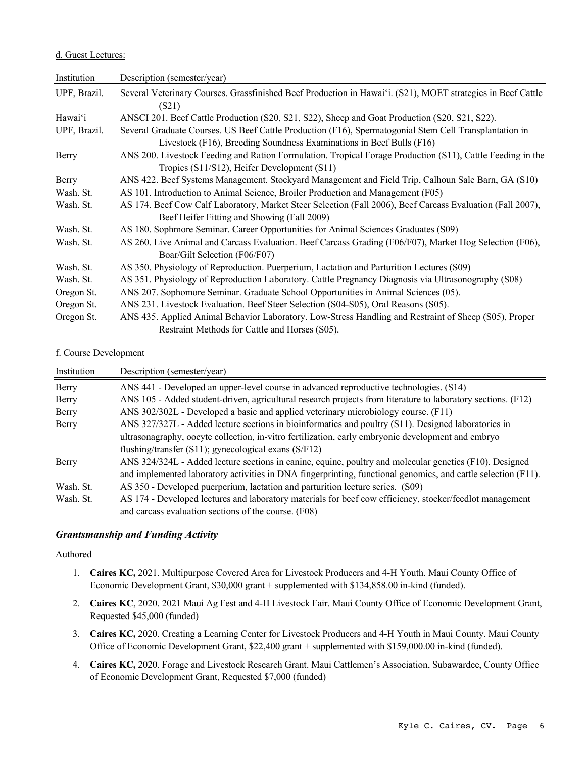d. Guest Lectures:

| Institution | Description (semester/year) |
|---|---|
| UPF, Brazil. | Several Veterinary Courses. Grassfinished Beef Production in Hawai'i. (S21), MOET strategies in Beef Cattle (S21) |
| Hawai'i | ANSCI 201. Beef Cattle Production (S20, S21, S22), Sheep and Goat Production (S20, S21, S22). |
| UPF, Brazil. | Several Graduate Courses. US Beef Cattle Production (F16), Spermatogonial Stem Cell Transplantation in Livestock (F16), Breeding Soundness Examinations in Beef Bulls (F16) |
| Berry | ANS 200. Livestock Feeding and Ration Formulation. Tropical Forage Production (S11), Cattle Feeding in the Tropics (S11/S12), Heifer Development (S11) |
| Berry | ANS 422. Beef Systems Management. Stockyard Management and Field Trip, Calhoun Sale Barn, GA (S10) |
| Wash. St. | AS 101. Introduction to Animal Science, Broiler Production and Management (F05) |
| Wash. St. | AS 174. Beef Cow Calf Laboratory, Market Steer Selection (Fall 2006), Beef Carcass Evaluation (Fall 2007), Beef Heifer Fitting and Showing (Fall 2009) |
| Wash. St. | AS 180. Sophmore Seminar. Career Opportunities for Animal Sciences Graduates (S09) |
| Wash. St. | AS 260. Live Animal and Carcass Evaluation. Beef Carcass Grading (F06/F07), Market Hog Selection (F06), Boar/Gilt Selection (F06/F07) |
| Wash. St. | AS 350. Physiology of Reproduction. Puerperium, Lactation and Parturition Lectures (S09) |
| Wash. St. | AS 351. Physiology of Reproduction Laboratory. Cattle Pregnancy Diagnosis via Ultrasonography (S08) |
| Oregon St. | ANS 207. Sophomore Seminar. Graduate School Opportunities in Animal Sciences (05). |
| Oregon St. | ANS 231. Livestock Evaluation. Beef Steer Selection (S04-S05), Oral Reasons (S05). |
| Oregon St. | ANS 435. Applied Animal Behavior Laboratory. Low-Stress Handling and Restraint of Sheep (S05), Proper Restraint Methods for Cattle and Horses (S05). |

f. Course Development

| Institution | Description (semester/year) |
|---|---|
| Berry | ANS 441 - Developed an upper-level course in advanced reproductive technologies. (S14) |
| Berry | ANS 105 - Added student-driven, agricultural research projects from literature to laboratory sections. (F12) |
| Berry | ANS 302/302L - Developed a basic and applied veterinary microbiology course. (F11) |
| Berry | ANS 327/327L - Added lecture sections in bioinformatics and poultry (S11). Designed laboratories in ultrasonagraphy, oocyte collection, in-vitro fertilization, early embryonic development and embryo flushing/transfer (S11); gynecological exans (S/F12) |
| Berry | ANS 324/324L - Added lecture sections in canine, equine, poultry and molecular genetics (F10). Designed and implemented laboratory activities in DNA fingerprinting, functional genomics, and cattle selection (F11). |
| Wash. St. | AS 350 - Developed puerperium, lactation and parturition lecture series. (S09) |
| Wash. St. | AS 174 - Developed lectures and laboratory materials for beef cow efficiency, stocker/feedlot management and carcass evaluation sections of the course. (F08) |

### *Grantsmanship and Funding Activity*

Authored

1. **Caires KC,** 2021. Multipurpose Covered Area for Livestock Producers and 4-H Youth. Maui County Office of Economic Development Grant, $30,000 grant + supplemented with $134,858.00 in-kind (funded).
2. **Caires KC**, 2020. 2021 Maui Ag Fest and 4-H Livestock Fair. Maui County Office of Economic Development Grant, Requested $45,000 (funded)
3. **Caires KC,** 2020. Creating a Learning Center for Livestock Producers and 4-H Youth in Maui County. Maui County Office of Economic Development Grant, $22,400 grant + supplemented with $159,000.00 in-kind (funded).
4. **Caires KC,** 2020. Forage and Livestock Research Grant. Maui Cattlemen's Association, Subawardee, County Office of Economic Development Grant, Requested $7,000 (funded)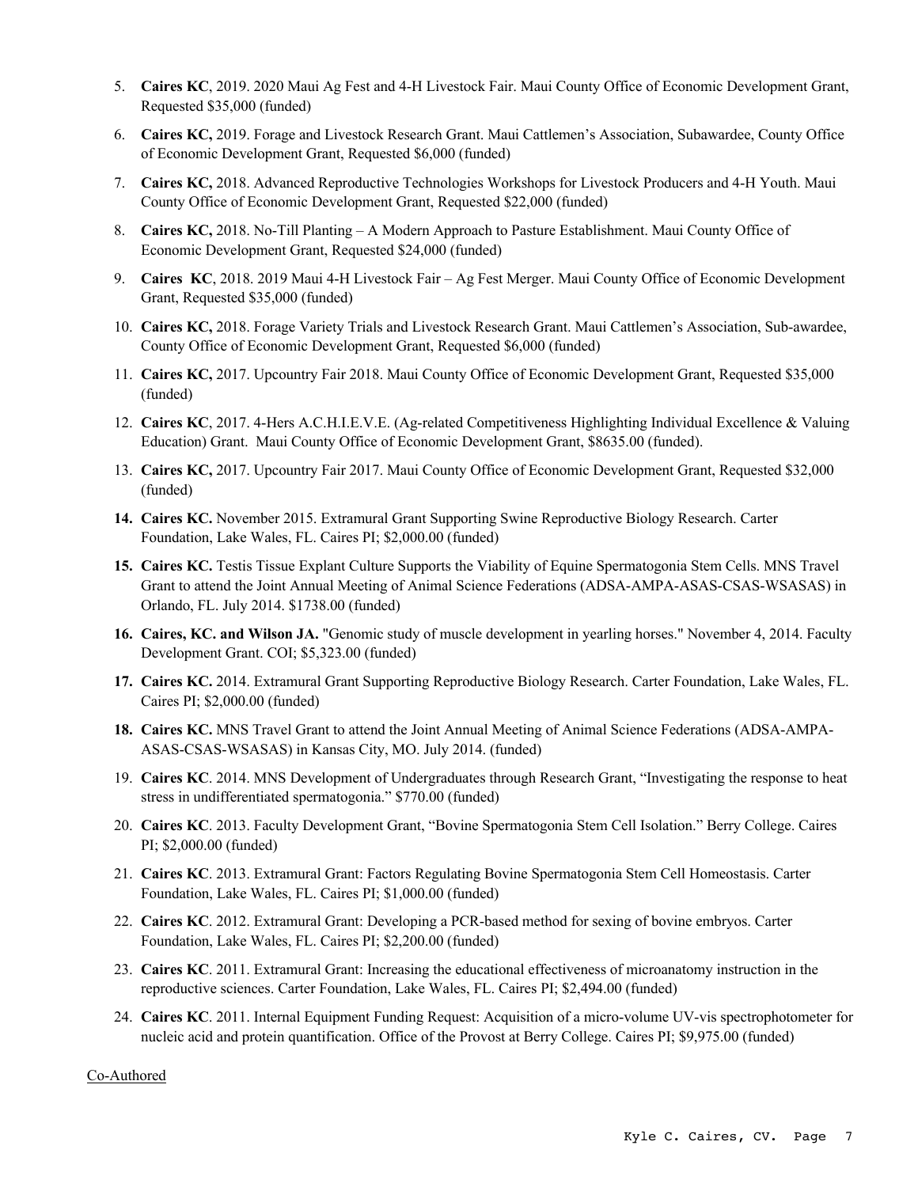5. **Caires KC**, 2019. 2020 Maui Ag Fest and 4-H Livestock Fair. Maui County Office of Economic Development Grant, Requested $35,000 (funded)
6. **Caires KC,** 2019. Forage and Livestock Research Grant. Maui Cattlemen's Association, Subawardee, County Office of Economic Development Grant, Requested $6,000 (funded)
7. **Caires KC,** 2018. Advanced Reproductive Technologies Workshops for Livestock Producers and 4-H Youth. Maui County Office of Economic Development Grant, Requested $22,000 (funded)
8. **Caires KC,** 2018. No-Till Planting – A Modern Approach to Pasture Establishment. Maui County Office of Economic Development Grant, Requested $24,000 (funded)
9. **Caires KC**, 2018. 2019 Maui 4-H Livestock Fair – Ag Fest Merger. Maui County Office of Economic Development Grant, Requested $35,000 (funded)
10. **Caires KC,** 2018. Forage Variety Trials and Livestock Research Grant. Maui Cattlemen's Association, Sub-awardee, County Office of Economic Development Grant, Requested $6,000 (funded)
11. **Caires KC,** 2017. Upcountry Fair 2018. Maui County Office of Economic Development Grant, Requested $35,000 (funded)
12. **Caires KC**, 2017. 4-Hers A.C.H.I.E.V.E. (Ag-related Competitiveness Highlighting Individual Excellence & Valuing Education) Grant. Maui County Office of Economic Development Grant, $8635.00 (funded).
13. **Caires KC,** 2017. Upcountry Fair 2017. Maui County Office of Economic Development Grant, Requested $32,000 (funded)
14. **Caires KC.** November 2015. Extramural Grant Supporting Swine Reproductive Biology Research. Carter Foundation, Lake Wales, FL. Caires PI; $2,000.00 (funded)
15. **Caires KC.** Testis Tissue Explant Culture Supports the Viability of Equine Spermatogonia Stem Cells. MNS Travel Grant to attend the Joint Annual Meeting of Animal Science Federations (ADSA-AMPA-ASAS-CSAS-WSASAS) in Orlando, FL. July 2014. $1738.00 (funded)
16. **Caires, KC. and Wilson JA.** "Genomic study of muscle development in yearling horses." November 4, 2014. Faculty Development Grant. COI; $5,323.00 (funded)
17. **Caires KC.** 2014. Extramural Grant Supporting Reproductive Biology Research. Carter Foundation, Lake Wales, FL. Caires PI; $2,000.00 (funded)
18. **Caires KC.** MNS Travel Grant to attend the Joint Annual Meeting of Animal Science Federations (ADSA-AMPA-ASAS-CSAS-WSASAS) in Kansas City, MO. July 2014. (funded)
19. **Caires KC**. 2014. MNS Development of Undergraduates through Research Grant, "Investigating the response to heat stress in undifferentiated spermatogonia." $770.00 (funded)
20. **Caires KC**. 2013. Faculty Development Grant, "Bovine Spermatogonia Stem Cell Isolation." Berry College. Caires PI; $2,000.00 (funded)
21. **Caires KC**. 2013. Extramural Grant: Factors Regulating Bovine Spermatogonia Stem Cell Homeostasis. Carter Foundation, Lake Wales, FL. Caires PI; $1,000.00 (funded)
22. **Caires KC**. 2012. Extramural Grant: Developing a PCR-based method for sexing of bovine embryos. Carter Foundation, Lake Wales, FL. Caires PI; $2,200.00 (funded)
23. **Caires KC**. 2011. Extramural Grant: Increasing the educational effectiveness of microanatomy instruction in the reproductive sciences. Carter Foundation, Lake Wales, FL. Caires PI; $2,494.00 (funded)
24. **Caires KC**. 2011. Internal Equipment Funding Request: Acquisition of a micro-volume UV-vis spectrophotometer for nucleic acid and protein quantification. Office of the Provost at Berry College. Caires PI; $9,975.00 (funded)

Co-Authored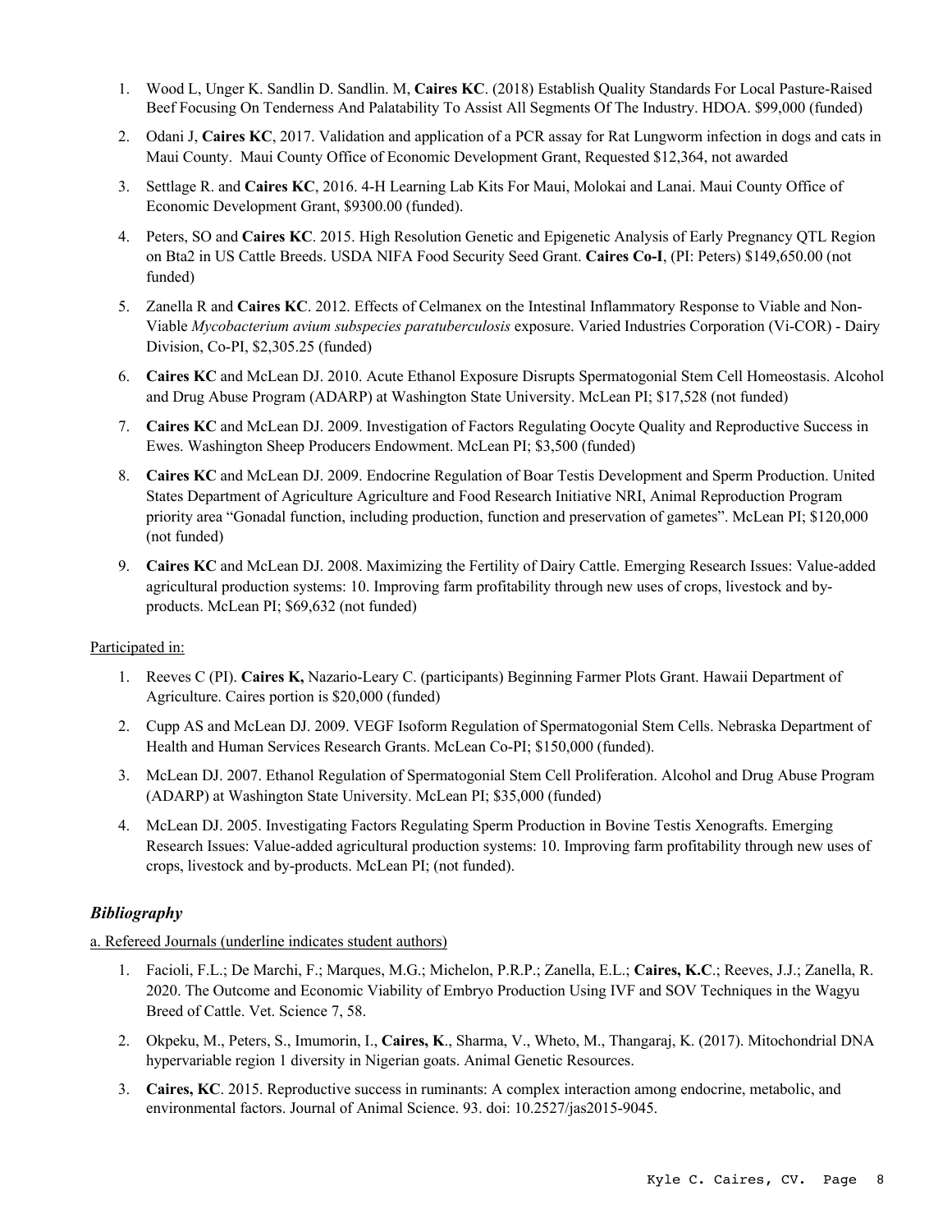1. Wood L, Unger K. Sandlin D. Sandlin. M, **Caires KC**. (2018) Establish Quality Standards For Local Pasture-Raised Beef Focusing On Tenderness And Palatability To Assist All Segments Of The Industry. HDOA. $99,000 (funded)
2. Odani J, **Caires KC**, 2017. Validation and application of a PCR assay for Rat Lungworm infection in dogs and cats in Maui County. Maui County Office of Economic Development Grant, Requested $12,364, not awarded
3. Settlage R. and **Caires KC**, 2016. 4-H Learning Lab Kits For Maui, Molokai and Lanai. Maui County Office of Economic Development Grant, $9300.00 (funded).
4. Peters, SO and **Caires KC**. 2015. High Resolution Genetic and Epigenetic Analysis of Early Pregnancy QTL Region on Bta2 in US Cattle Breeds. USDA NIFA Food Security Seed Grant. **Caires Co-I**, (PI: Peters) $149,650.00 (not funded)
5. Zanella R and **Caires KC**. 2012. Effects of Celmanex on the Intestinal Inflammatory Response to Viable and Non-Viable *Mycobacterium avium subspecies paratuberculosis* exposure. Varied Industries Corporation (Vi-COR) - Dairy Division, Co-PI, $2,305.25 (funded)
6. **Caires KC** and McLean DJ. 2010. Acute Ethanol Exposure Disrupts Spermatogonial Stem Cell Homeostasis. Alcohol and Drug Abuse Program (ADARP) at Washington State University. McLean PI; $17,528 (not funded)
7. **Caires KC** and McLean DJ. 2009. Investigation of Factors Regulating Oocyte Quality and Reproductive Success in Ewes. Washington Sheep Producers Endowment. McLean PI; $3,500 (funded)
8. **Caires KC** and McLean DJ. 2009. Endocrine Regulation of Boar Testis Development and Sperm Production. United States Department of Agriculture Agriculture and Food Research Initiative NRI, Animal Reproduction Program priority area "Gonadal function, including production, function and preservation of gametes". McLean PI; $120,000 (not funded)
9. **Caires KC** and McLean DJ. 2008. Maximizing the Fertility of Dairy Cattle. Emerging Research Issues: Value-added agricultural production systems: 10. Improving farm profitability through new uses of crops, livestock and by-products. McLean PI; $69,632 (not funded)

Participated in:

1. Reeves C (PI). **Caires K,** Nazario-Leary C. (participants) Beginning Farmer Plots Grant. Hawaii Department of Agriculture. Caires portion is $20,000 (funded)
2. Cupp AS and McLean DJ. 2009. VEGF Isoform Regulation of Spermatogonial Stem Cells. Nebraska Department of Health and Human Services Research Grants. McLean Co-PI; $150,000 (funded).
3. McLean DJ. 2007. Ethanol Regulation of Spermatogonial Stem Cell Proliferation. Alcohol and Drug Abuse Program (ADARP) at Washington State University. McLean PI; $35,000 (funded)
4. McLean DJ. 2005. Investigating Factors Regulating Sperm Production in Bovine Testis Xenografts. Emerging Research Issues: Value-added agricultural production systems: 10. Improving farm profitability through new uses of crops, livestock and by-products. McLean PI; (not funded).

### *Bibliography*

a. Refereed Journals (underline indicates student authors)

1. Facioli, F.L.; De Marchi, F.; Marques, M.G.; Michelon, P.R.P.; Zanella, E.L.; **Caires, K.C**.; Reeves, J.J.; Zanella, R. 2020. The Outcome and Economic Viability of Embryo Production Using IVF and SOV Techniques in the Wagyu Breed of Cattle. Vet. Science 7, 58.
2. Okpeku, M., Peters, S., Imumorin, I., **Caires, K**., Sharma, V., Wheto, M., Thangaraj, K. (2017). Mitochondrial DNA hypervariable region 1 diversity in Nigerian goats. Animal Genetic Resources.
3. **Caires, KC**. 2015. Reproductive success in ruminants: A complex interaction among endocrine, metabolic, and environmental factors. Journal of Animal Science. 93. doi: 10.2527/jas2015-9045.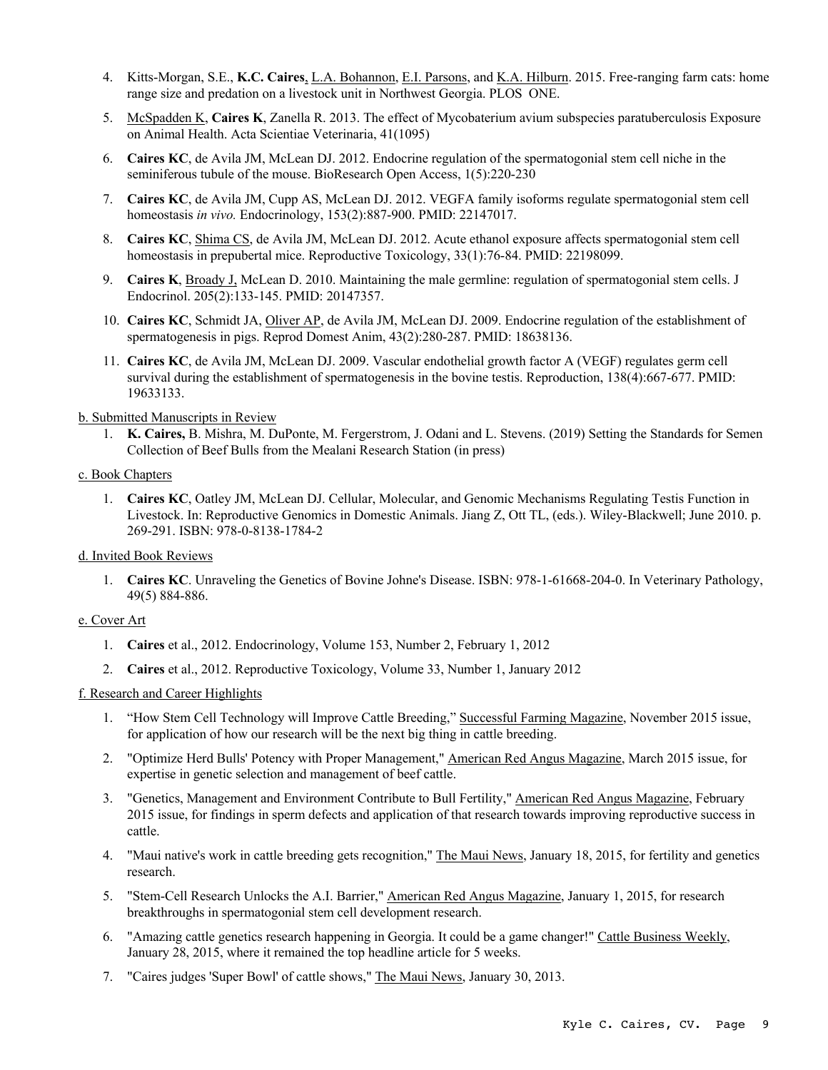4. Kitts-Morgan, S.E., **K.C. Caires**, L.A. Bohannon, E.I. Parsons, and K.A. Hilburn. 2015. Free-ranging farm cats: home range size and predation on a livestock unit in Northwest Georgia. PLOS ONE.

5. McSpadden K, **Caires K**, Zanella R. 2013. The effect of Mycobaterium avium subspecies paratuberculosis Exposure on Animal Health. Acta Scientiae Veterinaria, 41(1095)

6. **Caires KC**, de Avila JM, McLean DJ. 2012. Endocrine regulation of the spermatogonial stem cell niche in the seminiferous tubule of the mouse. BioResearch Open Access, 1(5):220-230

7. **Caires KC**, de Avila JM, Cupp AS, McLean DJ. 2012. VEGFA family isoforms regulate spermatogonial stem cell homeostasis *in vivo.* Endocrinology, 153(2):887-900. PMID: 22147017.

8. **Caires KC**, Shima CS, de Avila JM, McLean DJ. 2012. Acute ethanol exposure affects spermatogonial stem cell homeostasis in prepubertal mice. Reproductive Toxicology, 33(1):76-84. PMID: 22198099.

9. **Caires K**, Broady J, McLean D. 2010. Maintaining the male germline: regulation of spermatogonial stem cells. J Endocrinol. 205(2):133-145. PMID: 20147357.

10. **Caires KC**, Schmidt JA, Oliver AP, de Avila JM, McLean DJ. 2009. Endocrine regulation of the establishment of spermatogenesis in pigs. Reprod Domest Anim, 43(2):280-287. PMID: 18638136.

11. **Caires KC**, de Avila JM, McLean DJ. 2009. Vascular endothelial growth factor A (VEGF) regulates germ cell survival during the establishment of spermatogenesis in the bovine testis. Reproduction, 138(4):667-677. PMID: 19633133.

b. Submitted Manuscripts in Review

1. **K. Caires,** B. Mishra, M. DuPonte, M. Fergerstrom, J. Odani and L. Stevens. (2019) Setting the Standards for Semen Collection of Beef Bulls from the Mealani Research Station (in press)

c. Book Chapters

1. **Caires KC**, Oatley JM, McLean DJ. Cellular, Molecular, and Genomic Mechanisms Regulating Testis Function in Livestock. In: Reproductive Genomics in Domestic Animals. Jiang Z, Ott TL, (eds.). Wiley-Blackwell; June 2010. p. 269-291. ISBN: 978-0-8138-1784-2

d. Invited Book Reviews

1. **Caires KC**. Unraveling the Genetics of Bovine Johne's Disease. ISBN: 978-1-61668-204-0. In Veterinary Pathology, 49(5) 884-886.

e. Cover Art

1. **Caires** et al., 2012. Endocrinology, Volume 153, Number 2, February 1, 2012

2. **Caires** et al., 2012. Reproductive Toxicology, Volume 33, Number 1, January 2012

f. Research and Career Highlights

1. "How Stem Cell Technology will Improve Cattle Breeding," Successful Farming Magazine, November 2015 issue, for application of how our research will be the next big thing in cattle breeding.

2. "Optimize Herd Bulls' Potency with Proper Management," American Red Angus Magazine, March 2015 issue, for expertise in genetic selection and management of beef cattle.

3. "Genetics, Management and Environment Contribute to Bull Fertility," American Red Angus Magazine, February 2015 issue, for findings in sperm defects and application of that research towards improving reproductive success in cattle.

4. "Maui native's work in cattle breeding gets recognition," The Maui News, January 18, 2015, for fertility and genetics research.

5. "Stem-Cell Research Unlocks the A.I. Barrier," American Red Angus Magazine, January 1, 2015, for research breakthroughs in spermatogonial stem cell development research.

6. "Amazing cattle genetics research happening in Georgia. It could be a game changer!" Cattle Business Weekly, January 28, 2015, where it remained the top headline article for 5 weeks.

7. "Caires judges 'Super Bowl' of cattle shows," The Maui News, January 30, 2013.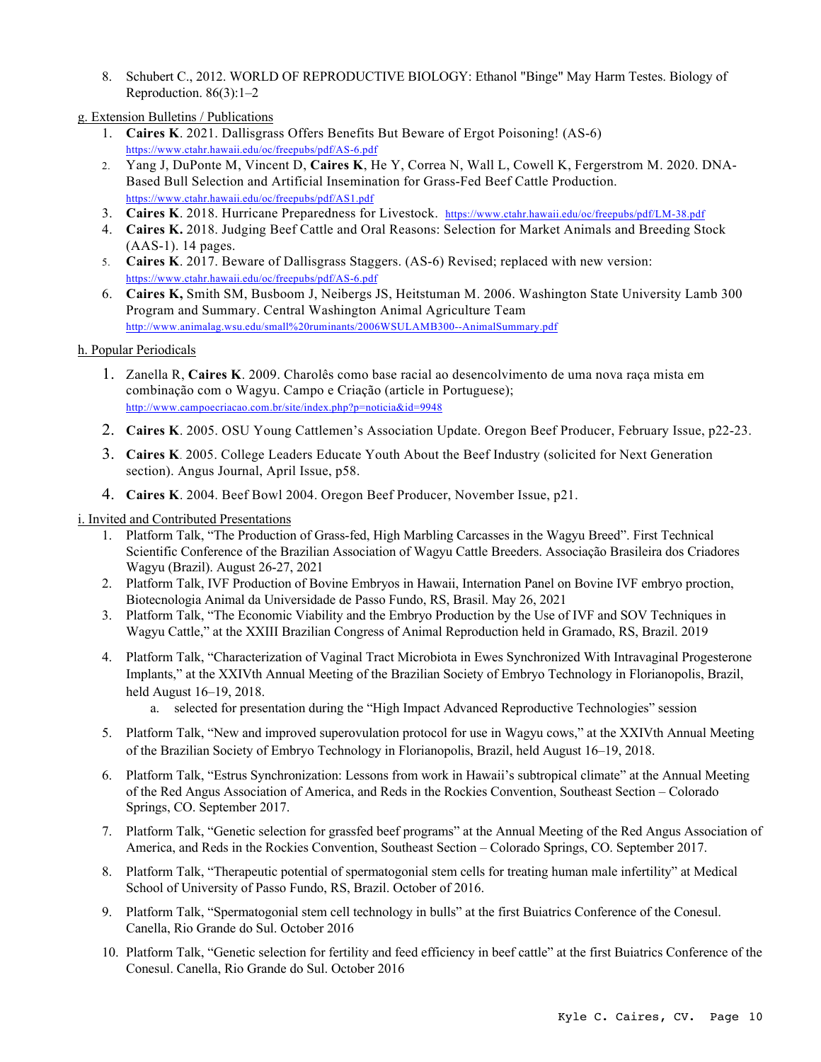8. Schubert C., 2012. WORLD OF REPRODUCTIVE BIOLOGY: Ethanol "Binge" May Harm Testes. Biology of Reproduction. 86(3):1–2

g. Extension Bulletins / Publications

1. **Caires K**. 2021. Dallisgrass Offers Benefits But Beware of Ergot Poisoning! (AS-6) https://www.ctahr.hawaii.edu/oc/freepubs/pdf/AS-6.pdf
2. Yang J, DuPonte M, Vincent D, **Caires K**, He Y, Correa N, Wall L, Cowell K, Fergerstrom M. 2020. DNA-Based Bull Selection and Artificial Insemination for Grass-Fed Beef Cattle Production. https://www.ctahr.hawaii.edu/oc/freepubs/pdf/AS1.pdf
3. **Caires K**. 2018. Hurricane Preparedness for Livestock. https://www.ctahr.hawaii.edu/oc/freepubs/pdf/LM-38.pdf
4. **Caires K.** 2018. Judging Beef Cattle and Oral Reasons: Selection for Market Animals and Breeding Stock (AAS-1). 14 pages.
5. **Caires K**. 2017. Beware of Dallisgrass Staggers. (AS-6) Revised; replaced with new version: https://www.ctahr.hawaii.edu/oc/freepubs/pdf/AS-6.pdf
6. **Caires K,** Smith SM, Busboom J, Neibergs JS, Heitstuman M. 2006. Washington State University Lamb 300 Program and Summary. Central Washington Animal Agriculture Team http://www.animalag.wsu.edu/small%20ruminants/2006WSULAMB300--AnimalSummary.pdf

h. Popular Periodicals

1. Zanella R, **Caires K**. 2009. Charolês como base racial ao desencolvimento de uma nova raça mista em combinação com o Wagyu. Campo e Criação (article in Portuguese); http://www.campoecriacao.com.br/site/index.php?p=noticia&id=9948
2. **Caires K**. 2005. OSU Young Cattlemen's Association Update. Oregon Beef Producer, February Issue, p22-23.
3. **Caires K**. 2005. College Leaders Educate Youth About the Beef Industry (solicited for Next Generation section). Angus Journal, April Issue, p58.
4. **Caires K**. 2004. Beef Bowl 2004. Oregon Beef Producer, November Issue, p21.

i. Invited and Contributed Presentations

1. Platform Talk, "The Production of Grass-fed, High Marbling Carcasses in the Wagyu Breed". First Technical Scientific Conference of the Brazilian Association of Wagyu Cattle Breeders. Associação Brasileira dos Criadores Wagyu (Brazil). August 26-27, 2021
2. Platform Talk, IVF Production of Bovine Embryos in Hawaii, Internation Panel on Bovine IVF embryo proction, Biotecnologia Animal da Universidade de Passo Fundo, RS, Brasil. May 26, 2021
3. Platform Talk, "The Economic Viability and the Embryo Production by the Use of IVF and SOV Techniques in Wagyu Cattle," at the XXIII Brazilian Congress of Animal Reproduction held in Gramado, RS, Brazil. 2019
4. Platform Talk, "Characterization of Vaginal Tract Microbiota in Ewes Synchronized With Intravaginal Progesterone Implants," at the XXIVth Annual Meeting of the Brazilian Society of Embryo Technology in Florianopolis, Brazil, held August 16–19, 2018.
    a. selected for presentation during the "High Impact Advanced Reproductive Technologies" session
5. Platform Talk, "New and improved superovulation protocol for use in Wagyu cows," at the XXIVth Annual Meeting of the Brazilian Society of Embryo Technology in Florianopolis, Brazil, held August 16–19, 2018.
6. Platform Talk, "Estrus Synchronization: Lessons from work in Hawaii's subtropical climate" at the Annual Meeting of the Red Angus Association of America, and Reds in the Rockies Convention, Southeast Section – Colorado Springs, CO. September 2017.
7. Platform Talk, "Genetic selection for grassfed beef programs" at the Annual Meeting of the Red Angus Association of America, and Reds in the Rockies Convention, Southeast Section – Colorado Springs, CO. September 2017.
8. Platform Talk, "Therapeutic potential of spermatogonial stem cells for treating human male infertility" at Medical School of University of Passo Fundo, RS, Brazil. October of 2016.
9. Platform Talk, "Spermatogonial stem cell technology in bulls" at the first Buiatrics Conference of the Conesul. Canella, Rio Grande do Sul. October 2016
10. Platform Talk, "Genetic selection for fertility and feed efficiency in beef cattle" at the first Buiatrics Conference of the Conesul. Canella, Rio Grande do Sul. October 2016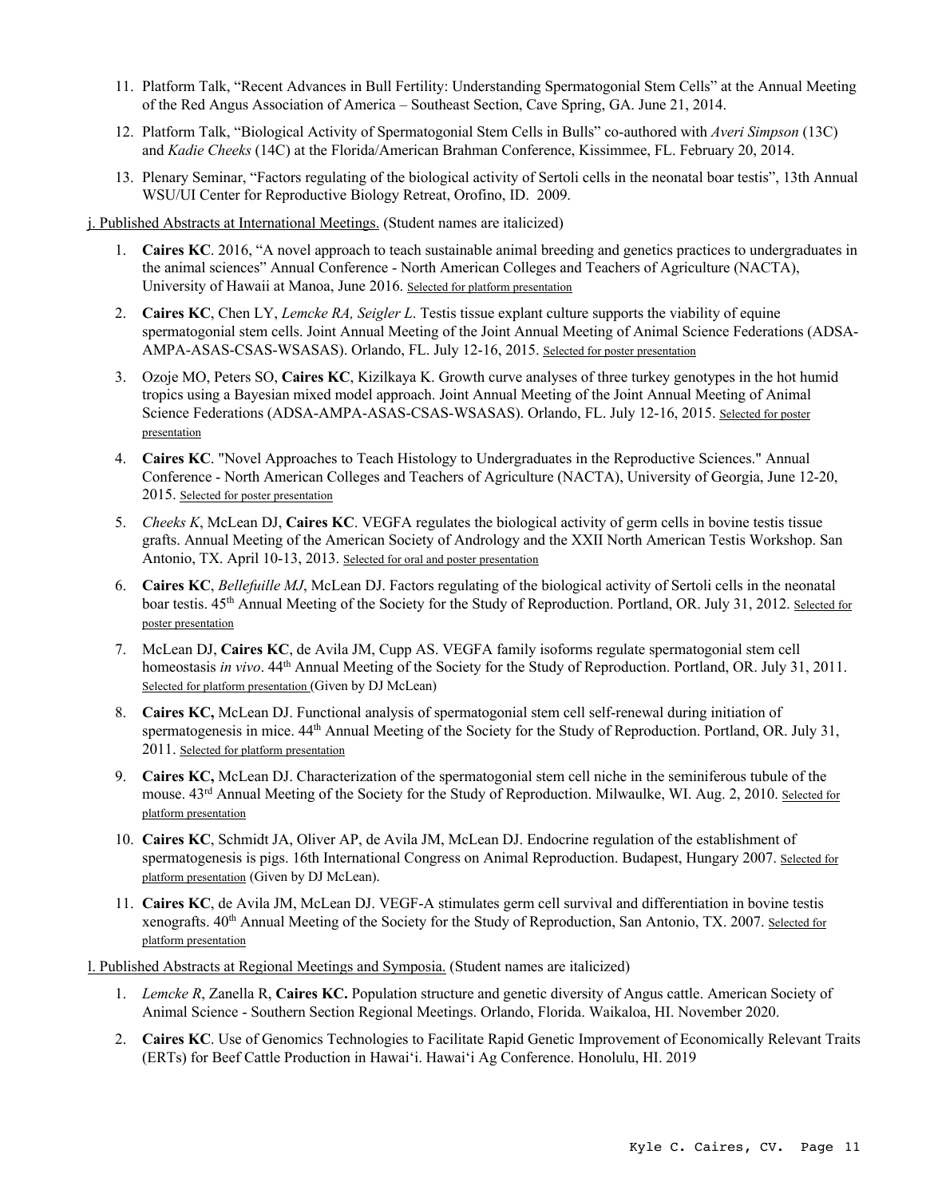11. Platform Talk, "Recent Advances in Bull Fertility: Understanding Spermatogonial Stem Cells" at the Annual Meeting of the Red Angus Association of America – Southeast Section, Cave Spring, GA. June 21, 2014.
12. Platform Talk, "Biological Activity of Spermatogonial Stem Cells in Bulls" co-authored with *Averi Simpson* (13C) and *Kadie Cheeks* (14C) at the Florida/American Brahman Conference, Kissimmee, FL. February 20, 2014.
13. Plenary Seminar, "Factors regulating of the biological activity of Sertoli cells in the neonatal boar testis", 13th Annual WSU/UI Center for Reproductive Biology Retreat, Orofino, ID. 2009.

<u>j. Published Abstracts at International Meetings.</u> (Student names are italicized)

1. **Caires KC**. 2016, "A novel approach to teach sustainable animal breeding and genetics practices to undergraduates in the animal sciences" Annual Conference - North American Colleges and Teachers of Agriculture (NACTA), University of Hawaii at Manoa, June 2016. <u>Selected for platform presentation</u>
2. **Caires KC**, Chen LY, *Lemcke RA, Seigler L*. Testis tissue explant culture supports the viability of equine spermatogonial stem cells. Joint Annual Meeting of the Joint Annual Meeting of Animal Science Federations (ADSA-AMPA-ASAS-CSAS-WSASAS). Orlando, FL. July 12-16, 2015. <u>Selected for poster presentation</u>
3. Ozoje MO, Peters SO, **Caires KC**, Kizilkaya K. Growth curve analyses of three turkey genotypes in the hot humid tropics using a Bayesian mixed model approach. Joint Annual Meeting of the Joint Annual Meeting of Animal Science Federations (ADSA-AMPA-ASAS-CSAS-WSASAS). Orlando, FL. July 12-16, 2015. <u>Selected for poster presentation</u>
4. **Caires KC**. "Novel Approaches to Teach Histology to Undergraduates in the Reproductive Sciences." Annual Conference - North American Colleges and Teachers of Agriculture (NACTA), University of Georgia, June 12-20, 2015. <u>Selected for poster presentation</u>
5. *Cheeks K*, McLean DJ, **Caires KC**. VEGFA regulates the biological activity of germ cells in bovine testis tissue grafts. Annual Meeting of the American Society of Andrology and the XXII North American Testis Workshop. San Antonio, TX. April 10-13, 2013. <u>Selected for oral and poster presentation</u>
6. **Caires KC**, *Bellefuille MJ*, McLean DJ. Factors regulating of the biological activity of Sertoli cells in the neonatal boar testis. 45th Annual Meeting of the Society for the Study of Reproduction. Portland, OR. July 31, 2012. <u>Selected for poster presentation</u>
7. McLean DJ, **Caires KC**, de Avila JM, Cupp AS. VEGFA family isoforms regulate spermatogonial stem cell homeostasis *in vivo*. 44th Annual Meeting of the Society for the Study of Reproduction. Portland, OR. July 31, 2011. <u>Selected for platform presentation</u> (Given by DJ McLean)
8. **Caires KC,** McLean DJ. Functional analysis of spermatogonial stem cell self-renewal during initiation of spermatogenesis in mice. 44th Annual Meeting of the Society for the Study of Reproduction. Portland, OR. July 31, 2011. <u>Selected for platform presentation</u>
9. **Caires KC,** McLean DJ. Characterization of the spermatogonial stem cell niche in the seminiferous tubule of the mouse. 43rd Annual Meeting of the Society for the Study of Reproduction. Milwaulke, WI. Aug. 2, 2010. <u>Selected for platform presentation</u>
10. **Caires KC**, Schmidt JA, Oliver AP, de Avila JM, McLean DJ. Endocrine regulation of the establishment of spermatogenesis is pigs. 16th International Congress on Animal Reproduction. Budapest, Hungary 2007. <u>Selected for platform presentation</u> (Given by DJ McLean).
11. **Caires KC**, de Avila JM, McLean DJ. VEGF-A stimulates germ cell survival and differentiation in bovine testis xenografts. 40th Annual Meeting of the Society for the Study of Reproduction, San Antonio, TX. 2007. <u>Selected for platform presentation</u>

<u>l. Published Abstracts at Regional Meetings and Symposia.</u> (Student names are italicized)

1. *Lemcke R*, Zanella R, **Caires KC.** Population structure and genetic diversity of Angus cattle. American Society of Animal Science - Southern Section Regional Meetings. Orlando, Florida. Waikaloa, HI. November 2020.
2. **Caires KC**. Use of Genomics Technologies to Facilitate Rapid Genetic Improvement of Economically Relevant Traits (ERTs) for Beef Cattle Production in Hawaiʻi. Hawaiʻi Ag Conference. Honolulu, HI. 2019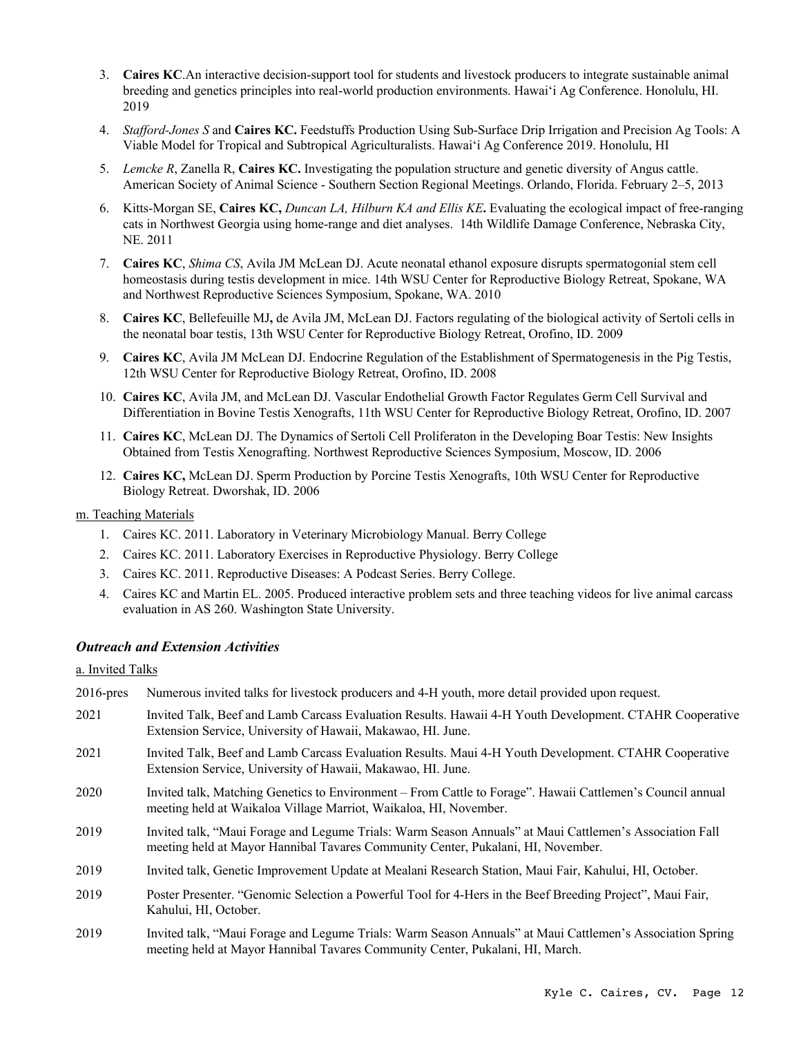3. **Caires KC**.An interactive decision-support tool for students and livestock producers to integrate sustainable animal breeding and genetics principles into real-world production environments. Hawaiʻi Ag Conference. Honolulu, HI. 2019
4. *Stafford-Jones S* and **Caires KC.** Feedstuffs Production Using Sub-Surface Drip Irrigation and Precision Ag Tools: A Viable Model for Tropical and Subtropical Agriculturalists. Hawaiʻi Ag Conference 2019. Honolulu, HI
5. *Lemcke R*, Zanella R, **Caires KC.** Investigating the population structure and genetic diversity of Angus cattle. American Society of Animal Science - Southern Section Regional Meetings. Orlando, Florida. February 2–5, 2013
6. Kitts-Morgan SE, **Caires KC,** *Duncan LA, Hilburn KA and Ellis KE***.** Evaluating the ecological impact of free-ranging cats in Northwest Georgia using home-range and diet analyses. 14th Wildlife Damage Conference, Nebraska City, NE. 2011
7. **Caires KC**, *Shima CS*, Avila JM McLean DJ. Acute neonatal ethanol exposure disrupts spermatogonial stem cell homeostasis during testis development in mice. 14th WSU Center for Reproductive Biology Retreat, Spokane, WA and Northwest Reproductive Sciences Symposium, Spokane, WA. 2010
8. **Caires KC**, Bellefeuille MJ**,** de Avila JM, McLean DJ. Factors regulating of the biological activity of Sertoli cells in the neonatal boar testis, 13th WSU Center for Reproductive Biology Retreat, Orofino, ID. 2009
9. **Caires KC**, Avila JM McLean DJ. Endocrine Regulation of the Establishment of Spermatogenesis in the Pig Testis, 12th WSU Center for Reproductive Biology Retreat, Orofino, ID. 2008
10. **Caires KC**, Avila JM, and McLean DJ. Vascular Endothelial Growth Factor Regulates Germ Cell Survival and Differentiation in Bovine Testis Xenografts, 11th WSU Center for Reproductive Biology Retreat, Orofino, ID. 2007
11. **Caires KC**, McLean DJ. The Dynamics of Sertoli Cell Proliferaton in the Developing Boar Testis: New Insights Obtained from Testis Xenografting. Northwest Reproductive Sciences Symposium, Moscow, ID. 2006
12. **Caires KC,** McLean DJ. Sperm Production by Porcine Testis Xenografts, 10th WSU Center for Reproductive Biology Retreat. Dworshak, ID. 2006

m. Teaching Materials

1. Caires KC. 2011. Laboratory in Veterinary Microbiology Manual. Berry College
2. Caires KC. 2011. Laboratory Exercises in Reproductive Physiology. Berry College
3. Caires KC. 2011. Reproductive Diseases: A Podcast Series. Berry College.
4. Caires KC and Martin EL. 2005. Produced interactive problem sets and three teaching videos for live animal carcass evaluation in AS 260. Washington State University.

### *Outreach and Extension Activities*

a. Invited Talks

2016-pres Numerous invited talks for livestock producers and 4-H youth, more detail provided upon request.

2021 Invited Talk, Beef and Lamb Carcass Evaluation Results. Hawaii 4-H Youth Development. CTAHR Cooperative Extension Service, University of Hawaii, Makawao, HI. June.

2021 Invited Talk, Beef and Lamb Carcass Evaluation Results. Maui 4-H Youth Development. CTAHR Cooperative Extension Service, University of Hawaii, Makawao, HI. June.

2020 Invited talk, Matching Genetics to Environment – From Cattle to Forage". Hawaii Cattlemen's Council annual meeting held at Waikaloa Village Marriot, Waikaloa, HI, November.

2019 Invited talk, "Maui Forage and Legume Trials: Warm Season Annuals" at Maui Cattlemen's Association Fall meeting held at Mayor Hannibal Tavares Community Center, Pukalani, HI, November.

2019 Invited talk, Genetic Improvement Update at Mealani Research Station, Maui Fair, Kahului, HI, October.

2019 Poster Presenter. "Genomic Selection a Powerful Tool for 4-Hers in the Beef Breeding Project", Maui Fair, Kahului, HI, October.

2019 Invited talk, "Maui Forage and Legume Trials: Warm Season Annuals" at Maui Cattlemen's Association Spring meeting held at Mayor Hannibal Tavares Community Center, Pukalani, HI, March.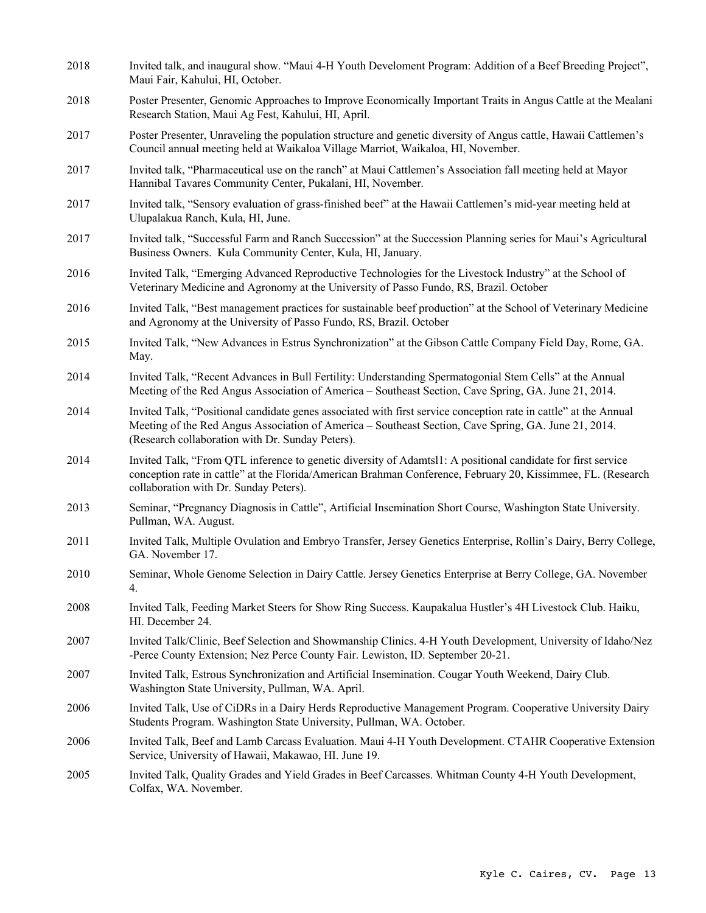2018 Invited talk, and inaugural show. "Maui 4-H Youth Develoment Program: Addition of a Beef Breeding Project", Maui Fair, Kahului, HI, October.

2018 Poster Presenter, Genomic Approaches to Improve Economically Important Traits in Angus Cattle at the Mealani Research Station, Maui Ag Fest, Kahului, HI, April.

2017 Poster Presenter, Unraveling the population structure and genetic diversity of Angus cattle, Hawaii Cattlemen's Council annual meeting held at Waikaloa Village Marriot, Waikaloa, HI, November.

2017 Invited talk, "Pharmaceutical use on the ranch" at Maui Cattlemen's Association fall meeting held at Mayor Hannibal Tavares Community Center, Pukalani, HI, November.

2017 Invited talk, "Sensory evaluation of grass-finished beef" at the Hawaii Cattlemen's mid-year meeting held at Ulupalakua Ranch, Kula, HI, June.

2017 Invited talk, "Successful Farm and Ranch Succession" at the Succession Planning series for Maui's Agricultural Business Owners. Kula Community Center, Kula, HI, January.

2016 Invited Talk, "Emerging Advanced Reproductive Technologies for the Livestock Industry" at the School of Veterinary Medicine and Agronomy at the University of Passo Fundo, RS, Brazil. October

2016 Invited Talk, "Best management practices for sustainable beef production" at the School of Veterinary Medicine and Agronomy at the University of Passo Fundo, RS, Brazil. October

2015 Invited Talk, "New Advances in Estrus Synchronization" at the Gibson Cattle Company Field Day, Rome, GA. May.

2014 Invited Talk, "Recent Advances in Bull Fertility: Understanding Spermatogonial Stem Cells" at the Annual Meeting of the Red Angus Association of America – Southeast Section, Cave Spring, GA. June 21, 2014.

2014 Invited Talk, "Positional candidate genes associated with first service conception rate in cattle" at the Annual Meeting of the Red Angus Association of America – Southeast Section, Cave Spring, GA. June 21, 2014. (Research collaboration with Dr. Sunday Peters).

2014 Invited Talk, "From QTL inference to genetic diversity of Adamtsl1: A positional candidate for first service conception rate in cattle" at the Florida/American Brahman Conference, February 20, Kissimmee, FL. (Research collaboration with Dr. Sunday Peters).

2013 Seminar, "Pregnancy Diagnosis in Cattle", Artificial Insemination Short Course, Washington State University. Pullman, WA. August.

2011 Invited Talk, Multiple Ovulation and Embryo Transfer, Jersey Genetics Enterprise, Rollin's Dairy, Berry College, GA. November 17.

2010 Seminar, Whole Genome Selection in Dairy Cattle. Jersey Genetics Enterprise at Berry College, GA. November 4.

2008 Invited Talk, Feeding Market Steers for Show Ring Success. Kaupakalua Hustler's 4H Livestock Club. Haiku, HI. December 24.

2007 Invited Talk/Clinic, Beef Selection and Showmanship Clinics. 4-H Youth Development, University of Idaho/Nez -Perce County Extension; Nez Perce County Fair. Lewiston, ID. September 20-21.

2007 Invited Talk, Estrous Synchronization and Artificial Insemination. Cougar Youth Weekend, Dairy Club. Washington State University, Pullman, WA. April.

2006 Invited Talk, Use of CiDRs in a Dairy Herds Reproductive Management Program. Cooperative University Dairy Students Program. Washington State University, Pullman, WA. October.

2006 Invited Talk, Beef and Lamb Carcass Evaluation. Maui 4-H Youth Development. CTAHR Cooperative Extension Service, University of Hawaii, Makawao, HI. June 19.

2005 Invited Talk, Quality Grades and Yield Grades in Beef Carcasses. Whitman County 4-H Youth Development, Colfax, WA. November.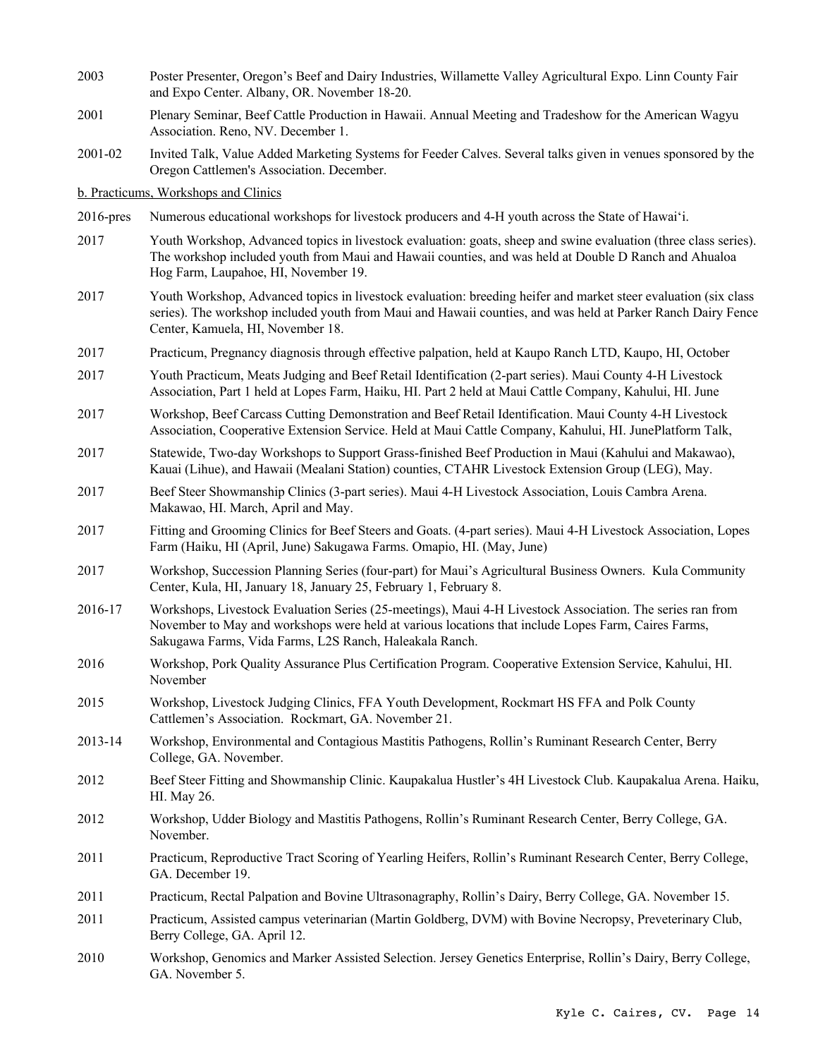2003 Poster Presenter, Oregon's Beef and Dairy Industries, Willamette Valley Agricultural Expo. Linn County Fair and Expo Center. Albany, OR. November 18-20.

2001 Plenary Seminar, Beef Cattle Production in Hawaii. Annual Meeting and Tradeshow for the American Wagyu Association. Reno, NV. December 1.

2001-02 Invited Talk, Value Added Marketing Systems for Feeder Calves. Several talks given in venues sponsored by the Oregon Cattlemen's Association. December.

b. Practicums, Workshops and Clinics

2016-pres Numerous educational workshops for livestock producers and 4-H youth across the State of Hawai'i.

2017 Youth Workshop, Advanced topics in livestock evaluation: goats, sheep and swine evaluation (three class series). The workshop included youth from Maui and Hawaii counties, and was held at Double D Ranch and Ahualoa Hog Farm, Laupahoe, HI, November 19.

2017 Youth Workshop, Advanced topics in livestock evaluation: breeding heifer and market steer evaluation (six class series). The workshop included youth from Maui and Hawaii counties, and was held at Parker Ranch Dairy Fence Center, Kamuela, HI, November 18.

2017 Practicum, Pregnancy diagnosis through effective palpation, held at Kaupo Ranch LTD, Kaupo, HI, October

2017 Youth Practicum, Meats Judging and Beef Retail Identification (2-part series). Maui County 4-H Livestock Association, Part 1 held at Lopes Farm, Haiku, HI. Part 2 held at Maui Cattle Company, Kahului, HI. June

2017 Workshop, Beef Carcass Cutting Demonstration and Beef Retail Identification. Maui County 4-H Livestock Association, Cooperative Extension Service. Held at Maui Cattle Company, Kahului, HI. JunePlatform Talk,

2017 Statewide, Two-day Workshops to Support Grass-finished Beef Production in Maui (Kahului and Makawao), Kauai (Lihue), and Hawaii (Mealani Station) counties, CTAHR Livestock Extension Group (LEG), May.

2017 Beef Steer Showmanship Clinics (3-part series). Maui 4-H Livestock Association, Louis Cambra Arena. Makawao, HI. March, April and May.

2017 Fitting and Grooming Clinics for Beef Steers and Goats. (4-part series). Maui 4-H Livestock Association, Lopes Farm (Haiku, HI (April, June) Sakugawa Farms. Omapio, HI. (May, June)

2017 Workshop, Succession Planning Series (four-part) for Maui's Agricultural Business Owners. Kula Community Center, Kula, HI, January 18, January 25, February 1, February 8.

2016-17 Workshops, Livestock Evaluation Series (25-meetings), Maui 4-H Livestock Association. The series ran from November to May and workshops were held at various locations that include Lopes Farm, Caires Farms, Sakugawa Farms, Vida Farms, L2S Ranch, Haleakala Ranch.

2016 Workshop, Pork Quality Assurance Plus Certification Program. Cooperative Extension Service, Kahului, HI. November

2015 Workshop, Livestock Judging Clinics, FFA Youth Development, Rockmart HS FFA and Polk County Cattlemen's Association. Rockmart, GA. November 21.

2013-14 Workshop, Environmental and Contagious Mastitis Pathogens, Rollin's Ruminant Research Center, Berry College, GA. November.

2012 Beef Steer Fitting and Showmanship Clinic. Kaupakalua Hustler's 4H Livestock Club. Kaupakalua Arena. Haiku, HI. May 26.

2012 Workshop, Udder Biology and Mastitis Pathogens, Rollin's Ruminant Research Center, Berry College, GA. November.

2011 Practicum, Reproductive Tract Scoring of Yearling Heifers, Rollin's Ruminant Research Center, Berry College, GA. December 19.

2011 Practicum, Rectal Palpation and Bovine Ultrasonagraphy, Rollin's Dairy, Berry College, GA. November 15.

2011 Practicum, Assisted campus veterinarian (Martin Goldberg, DVM) with Bovine Necropsy, Preveterinary Club, Berry College, GA. April 12.

2010 Workshop, Genomics and Marker Assisted Selection. Jersey Genetics Enterprise, Rollin's Dairy, Berry College, GA. November 5.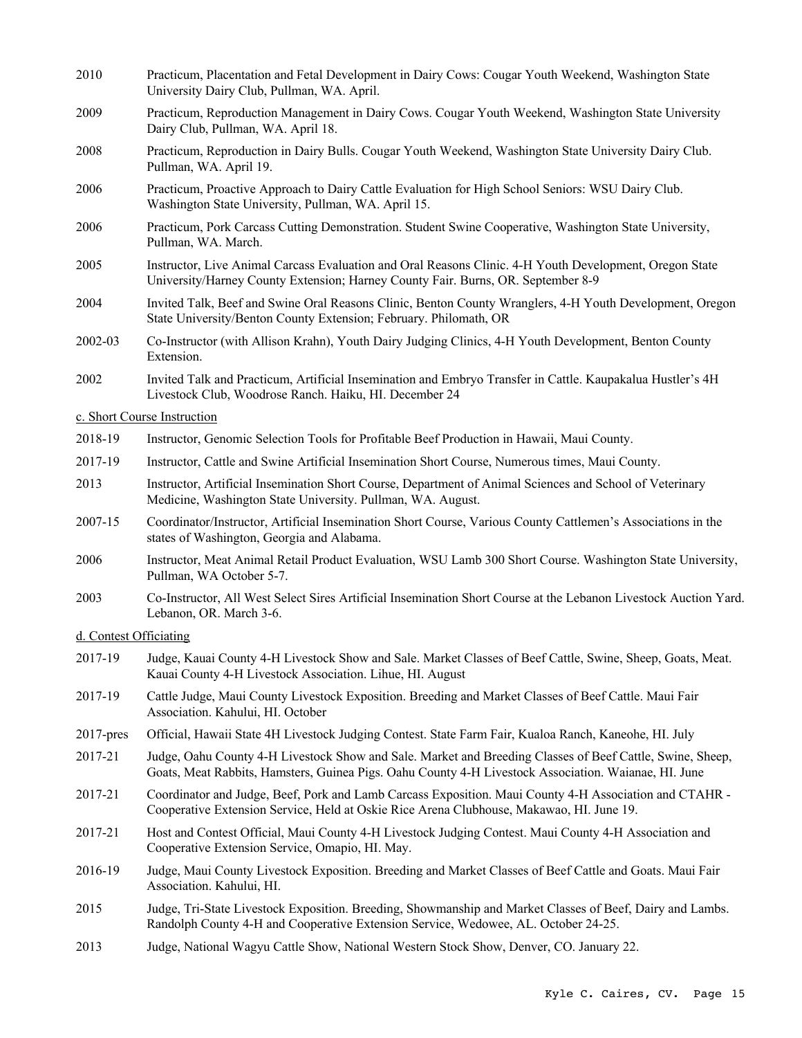2010 Practicum, Placentation and Fetal Development in Dairy Cows: Cougar Youth Weekend, Washington State University Dairy Club, Pullman, WA. April.

2009 Practicum, Reproduction Management in Dairy Cows. Cougar Youth Weekend, Washington State University Dairy Club, Pullman, WA. April 18.

2008 Practicum, Reproduction in Dairy Bulls. Cougar Youth Weekend, Washington State University Dairy Club. Pullman, WA. April 19.

2006 Practicum, Proactive Approach to Dairy Cattle Evaluation for High School Seniors: WSU Dairy Club. Washington State University, Pullman, WA. April 15.

2006 Practicum, Pork Carcass Cutting Demonstration. Student Swine Cooperative, Washington State University, Pullman, WA. March.

2005 Instructor, Live Animal Carcass Evaluation and Oral Reasons Clinic. 4-H Youth Development, Oregon State University/Harney County Extension; Harney County Fair. Burns, OR. September 8-9

2004 Invited Talk, Beef and Swine Oral Reasons Clinic, Benton County Wranglers, 4-H Youth Development, Oregon State University/Benton County Extension; February. Philomath, OR

2002-03 Co-Instructor (with Allison Krahn), Youth Dairy Judging Clinics, 4-H Youth Development, Benton County Extension.

2002 Invited Talk and Practicum, Artificial Insemination and Embryo Transfer in Cattle. Kaupakalua Hustler's 4H Livestock Club, Woodrose Ranch. Haiku, HI. December 24

c. Short Course Instruction

2018-19 Instructor, Genomic Selection Tools for Profitable Beef Production in Hawaii, Maui County.

2017-19 Instructor, Cattle and Swine Artificial Insemination Short Course, Numerous times, Maui County.

2013 Instructor, Artificial Insemination Short Course, Department of Animal Sciences and School of Veterinary Medicine, Washington State University. Pullman, WA. August.

2007-15 Coordinator/Instructor, Artificial Insemination Short Course, Various County Cattlemen's Associations in the states of Washington, Georgia and Alabama.

2006 Instructor, Meat Animal Retail Product Evaluation, WSU Lamb 300 Short Course. Washington State University, Pullman, WA October 5-7.

2003 Co-Instructor, All West Select Sires Artificial Insemination Short Course at the Lebanon Livestock Auction Yard. Lebanon, OR. March 3-6.

d. Contest Officiating

2017-19 Judge, Kauai County 4-H Livestock Show and Sale. Market Classes of Beef Cattle, Swine, Sheep, Goats, Meat. Kauai County 4-H Livestock Association. Lihue, HI. August

2017-19 Cattle Judge, Maui County Livestock Exposition. Breeding and Market Classes of Beef Cattle. Maui Fair Association. Kahului, HI. October

2017-pres Official, Hawaii State 4H Livestock Judging Contest. State Farm Fair, Kualoa Ranch, Kaneohe, HI. July

2017-21 Judge, Oahu County 4-H Livestock Show and Sale. Market and Breeding Classes of Beef Cattle, Swine, Sheep, Goats, Meat Rabbits, Hamsters, Guinea Pigs. Oahu County 4-H Livestock Association. Waianae, HI. June

2017-21 Coordinator and Judge, Beef, Pork and Lamb Carcass Exposition. Maui County 4-H Association and CTAHR - Cooperative Extension Service, Held at Oskie Rice Arena Clubhouse, Makawao, HI. June 19.

2017-21 Host and Contest Official, Maui County 4-H Livestock Judging Contest. Maui County 4-H Association and Cooperative Extension Service, Omapio, HI. May.

2016-19 Judge, Maui County Livestock Exposition. Breeding and Market Classes of Beef Cattle and Goats. Maui Fair Association. Kahului, HI.

2015 Judge, Tri-State Livestock Exposition. Breeding, Showmanship and Market Classes of Beef, Dairy and Lambs. Randolph County 4-H and Cooperative Extension Service, Wedowee, AL. October 24-25.

2013 Judge, National Wagyu Cattle Show, National Western Stock Show, Denver, CO. January 22.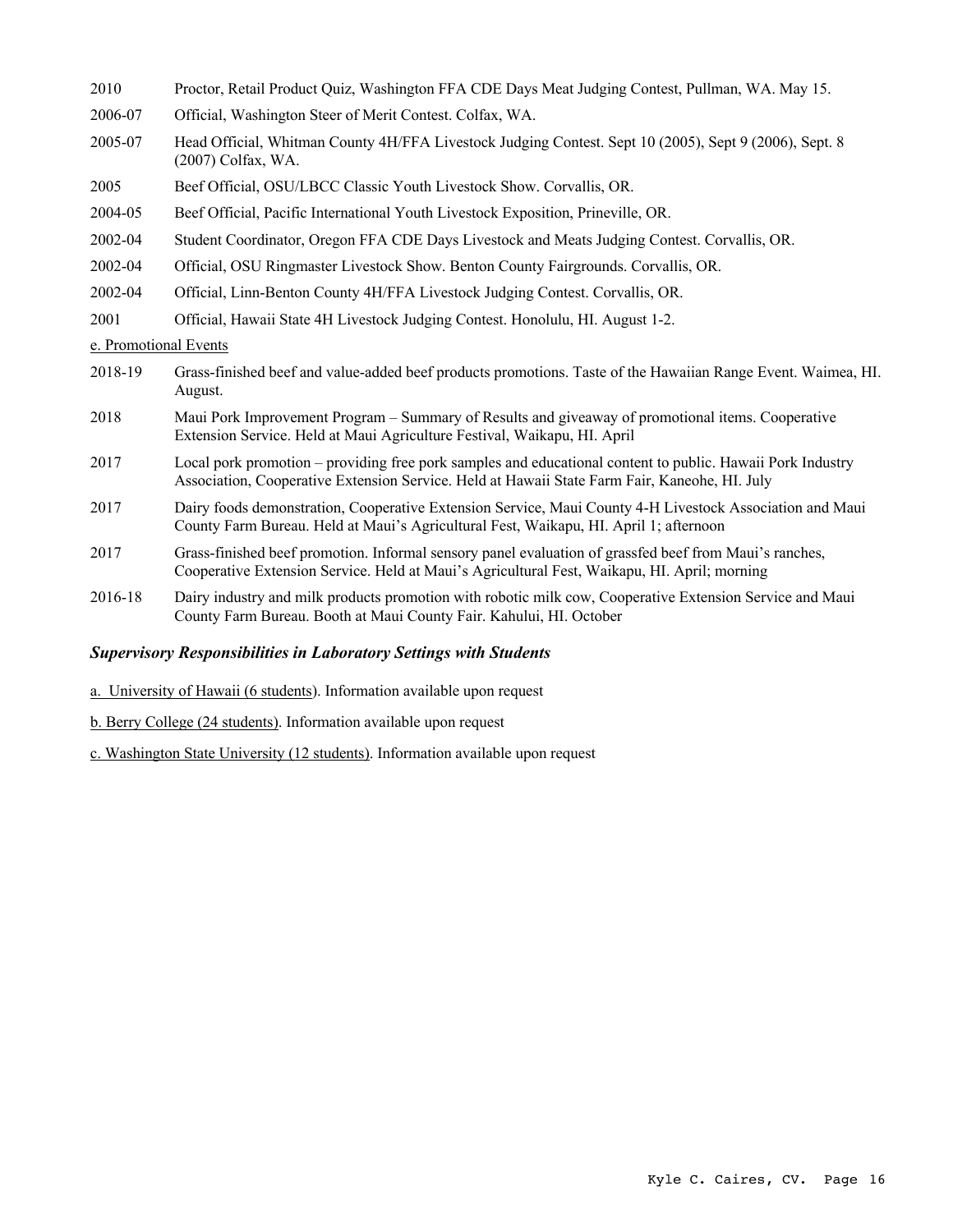2010 Proctor, Retail Product Quiz, Washington FFA CDE Days Meat Judging Contest, Pullman, WA. May 15.

2006-07 Official, Washington Steer of Merit Contest. Colfax, WA.

2005-07 Head Official, Whitman County 4H/FFA Livestock Judging Contest. Sept 10 (2005), Sept 9 (2006), Sept. 8 (2007) Colfax, WA.

2005 Beef Official, OSU/LBCC Classic Youth Livestock Show. Corvallis, OR.

2004-05 Beef Official, Pacific International Youth Livestock Exposition, Prineville, OR.

2002-04 Student Coordinator, Oregon FFA CDE Days Livestock and Meats Judging Contest. Corvallis, OR.

2002-04 Official, OSU Ringmaster Livestock Show. Benton County Fairgrounds. Corvallis, OR.

2002-04 Official, Linn-Benton County 4H/FFA Livestock Judging Contest. Corvallis, OR.

2001 Official, Hawaii State 4H Livestock Judging Contest. Honolulu, HI. August 1-2.

e. Promotional Events

2018-19 Grass-finished beef and value-added beef products promotions. Taste of the Hawaiian Range Event. Waimea, HI. August.

2018 Maui Pork Improvement Program – Summary of Results and giveaway of promotional items. Cooperative Extension Service. Held at Maui Agriculture Festival, Waikapu, HI. April

2017 Local pork promotion – providing free pork samples and educational content to public. Hawaii Pork Industry Association, Cooperative Extension Service. Held at Hawaii State Farm Fair, Kaneohe, HI. July

2017 Dairy foods demonstration, Cooperative Extension Service, Maui County 4-H Livestock Association and Maui County Farm Bureau. Held at Maui's Agricultural Fest, Waikapu, HI. April 1; afternoon

2017 Grass-finished beef promotion. Informal sensory panel evaluation of grassfed beef from Maui's ranches, Cooperative Extension Service. Held at Maui's Agricultural Fest, Waikapu, HI. April; morning

2016-18 Dairy industry and milk products promotion with robotic milk cow, Cooperative Extension Service and Maui County Farm Bureau. Booth at Maui County Fair. Kahului, HI. October

### *Supervisory Responsibilities in Laboratory Settings with Students*

a. University of Hawaii (6 students). Information available upon request

b. Berry College (24 students). Information available upon request

c. Washington State University (12 students). Information available upon request